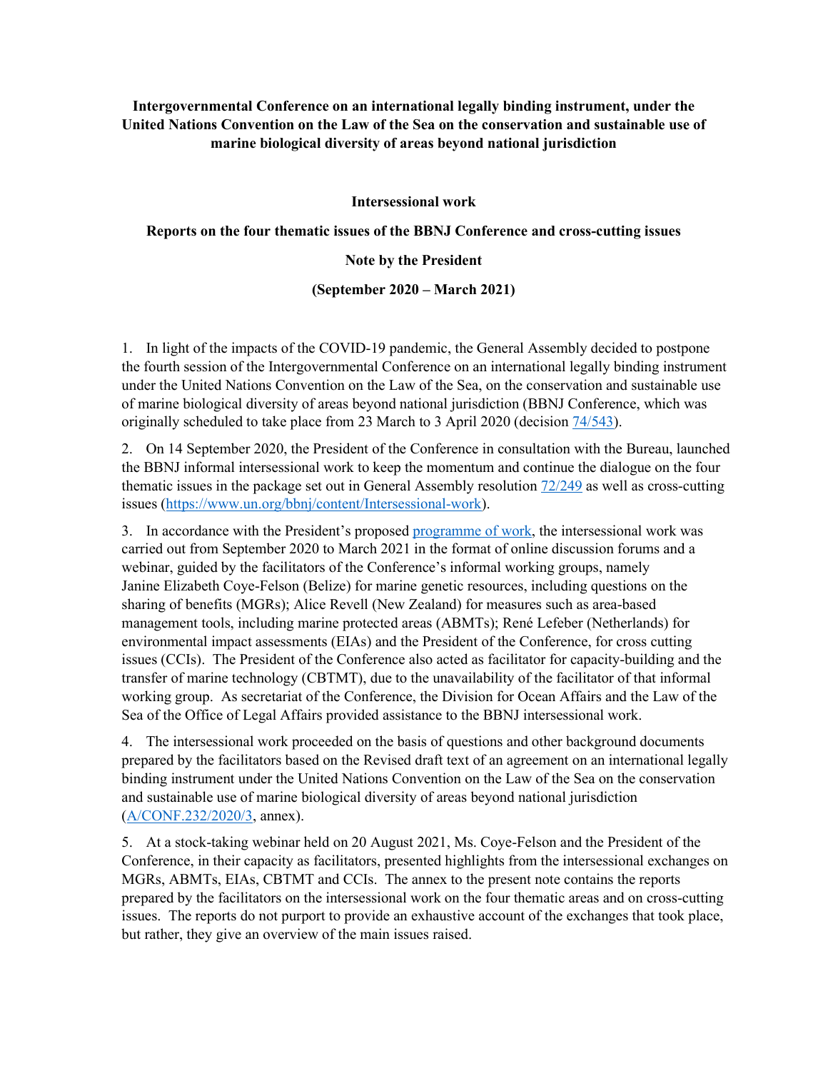**Intergovernmental Conference on an international legally binding instrument, under the United Nations Convention on the Law of the Sea on the conservation and sustainable use of marine biological diversity of areas beyond national jurisdiction**

**Intersessional work**

**Reports on the four thematic issues of the BBNJ Conference and cross-cutting issues**

**Note by the President**

**(September 2020 – March 2021)**

1. In light of the impacts of the COVID-19 pandemic, the General Assembly decided to postpone the fourth session of the Intergovernmental Conference on an international legally binding instrument under the United Nations Convention on the Law of the Sea, on the conservation and sustainable use of marine biological diversity of areas beyond national jurisdiction (BBNJ Conference, which was originally scheduled to take place from 23 March to 3 April 2020 (decision [74/543](74/543)).

2. On 14 September 2020, the President of the Conference in consultation with the Bureau, launched the BBNJ informal intersessional work to keep the momentum and continue the dialogue on the four thematic issues in the package set out in General Assembly resolution [72/249](72/249) as well as cross-cutting issues ([https://www.un.org/bbnj/content/Intersessional-work](https://www.un.org/bbnj/content/Intersessional-work)).

3. In accordance with the President's proposed [programme of work](programme of work), the intersessional work was carried out from September 2020 to March 2021 in the format of online discussion forums and a webinar, guided by the facilitators of the Conference's informal working groups, namely Janine Elizabeth Coye-Felson (Belize) for marine genetic resources, including questions on the sharing of benefits (MGRs); Alice Revell (New Zealand) for measures such as area-based management tools, including marine protected areas (ABMTs); René Lefeber (Netherlands) for environmental impact assessments (EIAs) and the President of the Conference, for cross cutting issues (CCIs). The President of the Conference also acted as facilitator for capacity-building and the transfer of marine technology (CBTMT), due to the unavailability of the facilitator of that informal working group. As secretariat of the Conference, the Division for Ocean Affairs and the Law of the Sea of the Office of Legal Affairs provided assistance to the BBNJ intersessional work.

4. The intersessional work proceeded on the basis of questions and other background documents prepared by the facilitators based on the Revised draft text of an agreement on an international legally binding instrument under the United Nations Convention on the Law of the Sea on the conservation and sustainable use of marine biological diversity of areas beyond national jurisdiction ([A/CONF.232/2020/3](A/CONF.232/2020/3), annex).

5. At a stock-taking webinar held on 20 August 2021, Ms. Coye-Felson and the President of the Conference, in their capacity as facilitators, presented highlights from the intersessional exchanges on MGRs, ABMTs, EIAs, CBTMT and CCIs. The annex to the present note contains the reports prepared by the facilitators on the intersessional work on the four thematic areas and on cross-cutting issues. The reports do not purport to provide an exhaustive account of the exchanges that took place, but rather, they give an overview of the main issues raised.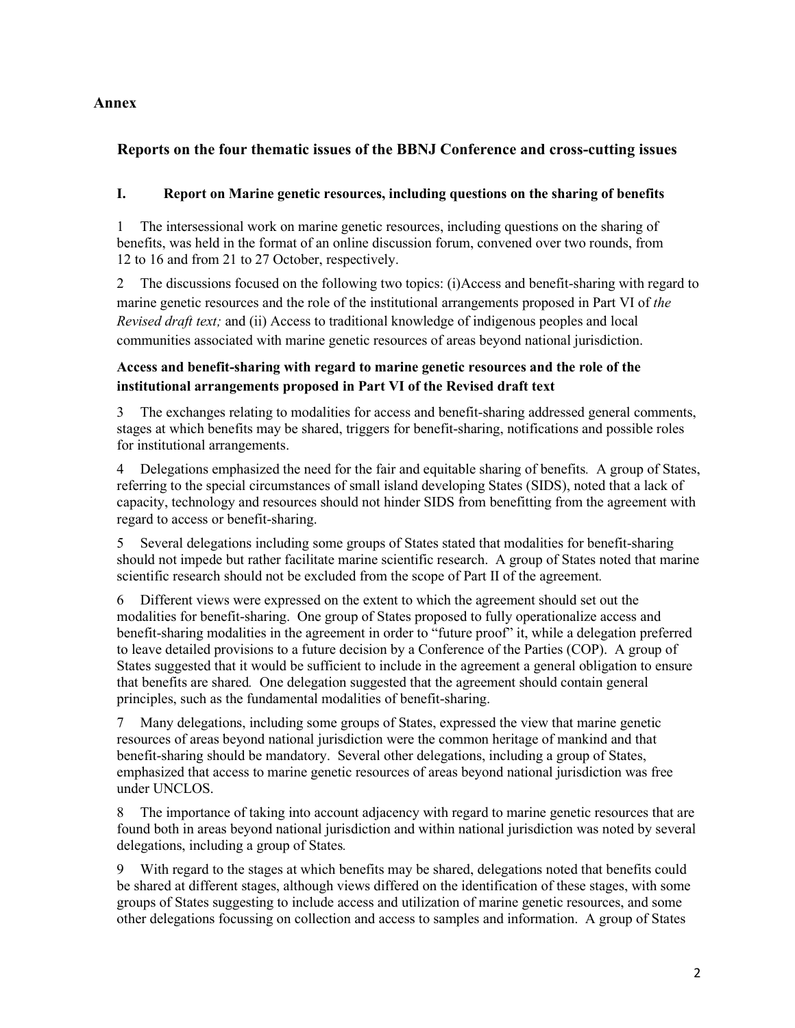## Annex

## Reports on the four thematic issues of the BBNJ Conference and cross-cutting issues

### I. Report on Marine genetic resources, including questions on the sharing of benefits

1 The intersessional work on marine genetic resources, including questions on the sharing of benefits, was held in the format of an online discussion forum, convened over two rounds, from 12 to 16 and from 21 to 27 October, respectively.

2 The discussions focused on the following two topics: (i)Access and benefit-sharing with regard to marine genetic resources and the role of the institutional arrangements proposed in Part VI of *the Revised draft text;* and (ii) Access to traditional knowledge of indigenous peoples and local communities associated with marine genetic resources of areas beyond national jurisdiction.

**Access and benefit-sharing with regard to marine genetic resources and the role of the institutional arrangements proposed in Part VI of the Revised draft text**

3 The exchanges relating to modalities for access and benefit-sharing addressed general comments, stages at which benefits may be shared, triggers for benefit-sharing, notifications and possible roles for institutional arrangements.

4 Delegations emphasized the need for the fair and equitable sharing of benefits. A group of States, referring to the special circumstances of small island developing States (SIDS), noted that a lack of capacity, technology and resources should not hinder SIDS from benefitting from the agreement with regard to access or benefit-sharing.

5 Several delegations including some groups of States stated that modalities for benefit-sharing should not impede but rather facilitate marine scientific research. A group of States noted that marine scientific research should not be excluded from the scope of Part II of the agreement.

6 Different views were expressed on the extent to which the agreement should set out the modalities for benefit-sharing. One group of States proposed to fully operationalize access and benefit-sharing modalities in the agreement in order to "future proof" it, while a delegation preferred to leave detailed provisions to a future decision by a Conference of the Parties (COP). A group of States suggested that it would be sufficient to include in the agreement a general obligation to ensure that benefits are shared. One delegation suggested that the agreement should contain general principles, such as the fundamental modalities of benefit-sharing.

7 Many delegations, including some groups of States, expressed the view that marine genetic resources of areas beyond national jurisdiction were the common heritage of mankind and that benefit-sharing should be mandatory. Several other delegations, including a group of States, emphasized that access to marine genetic resources of areas beyond national jurisdiction was free under UNCLOS.

8 The importance of taking into account adjacency with regard to marine genetic resources that are found both in areas beyond national jurisdiction and within national jurisdiction was noted by several delegations, including a group of States.

9 With regard to the stages at which benefits may be shared, delegations noted that benefits could be shared at different stages, although views differed on the identification of these stages, with some groups of States suggesting to include access and utilization of marine genetic resources, and some other delegations focussing on collection and access to samples and information. A group of States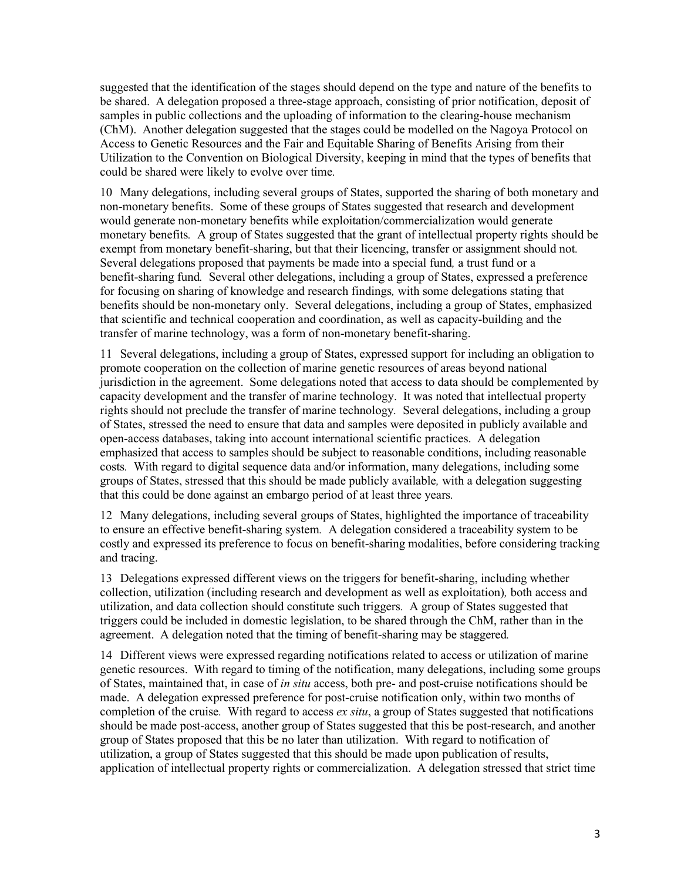suggested that the identification of the stages should depend on the type and nature of the benefits to be shared. A delegation proposed a three-stage approach, consisting of prior notification, deposit of samples in public collections and the uploading of information to the clearing-house mechanism (ChM). Another delegation suggested that the stages could be modelled on the Nagoya Protocol on Access to Genetic Resources and the Fair and Equitable Sharing of Benefits Arising from their Utilization to the Convention on Biological Diversity, keeping in mind that the types of benefits that could be shared were likely to evolve over time.

10 Many delegations, including several groups of States, supported the sharing of both monetary and non-monetary benefits. Some of these groups of States suggested that research and development would generate non-monetary benefits while exploitation/commercialization would generate monetary benefits. A group of States suggested that the grant of intellectual property rights should be exempt from monetary benefit-sharing, but that their licencing, transfer or assignment should not. Several delegations proposed that payments be made into a special fund, a trust fund or a benefit-sharing fund. Several other delegations, including a group of States, expressed a preference for focusing on sharing of knowledge and research findings, with some delegations stating that benefits should be non-monetary only. Several delegations, including a group of States, emphasized that scientific and technical cooperation and coordination, as well as capacity-building and the transfer of marine technology, was a form of non-monetary benefit-sharing.

11 Several delegations, including a group of States, expressed support for including an obligation to promote cooperation on the collection of marine genetic resources of areas beyond national jurisdiction in the agreement. Some delegations noted that access to data should be complemented by capacity development and the transfer of marine technology. It was noted that intellectual property rights should not preclude the transfer of marine technology. Several delegations, including a group of States, stressed the need to ensure that data and samples were deposited in publicly available and open-access databases, taking into account international scientific practices. A delegation emphasized that access to samples should be subject to reasonable conditions, including reasonable costs. With regard to digital sequence data and/or information, many delegations, including some groups of States, stressed that this should be made publicly available, with a delegation suggesting that this could be done against an embargo period of at least three years.

12 Many delegations, including several groups of States, highlighted the importance of traceability to ensure an effective benefit-sharing system. A delegation considered a traceability system to be costly and expressed its preference to focus on benefit-sharing modalities, before considering tracking and tracing.

13 Delegations expressed different views on the triggers for benefit-sharing, including whether collection, utilization (including research and development as well as exploitation), both access and utilization, and data collection should constitute such triggers. A group of States suggested that triggers could be included in domestic legislation, to be shared through the ChM, rather than in the agreement. A delegation noted that the timing of benefit-sharing may be staggered.

14 Different views were expressed regarding notifications related to access or utilization of marine genetic resources. With regard to timing of the notification, many delegations, including some groups of States, maintained that, in case of *in situ* access, both pre- and post-cruise notifications should be made. A delegation expressed preference for post-cruise notification only, within two months of completion of the cruise. With regard to access *ex situ*, a group of States suggested that notifications should be made post-access, another group of States suggested that this be post-research, and another group of States proposed that this be no later than utilization. With regard to notification of utilization, a group of States suggested that this should be made upon publication of results, application of intellectual property rights or commercialization. A delegation stressed that strict time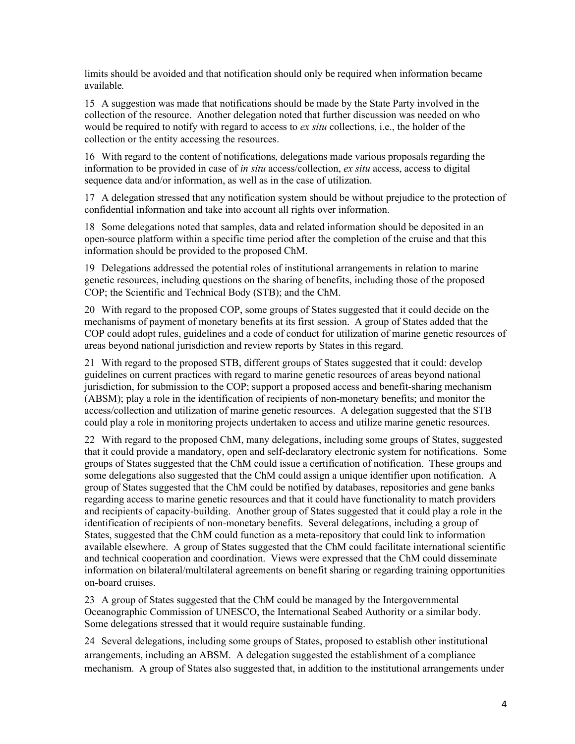limits should be avoided and that notification should only be required when information became available.

15 A suggestion was made that notifications should be made by the State Party involved in the collection of the resource. Another delegation noted that further discussion was needed on who would be required to notify with regard to access to *ex situ* collections, i.e., the holder of the collection or the entity accessing the resources.

16 With regard to the content of notifications, delegations made various proposals regarding the information to be provided in case of *in situ* access/collection, *ex situ* access, access to digital sequence data and/or information, as well as in the case of utilization.

17 A delegation stressed that any notification system should be without prejudice to the protection of confidential information and take into account all rights over information.

18 Some delegations noted that samples, data and related information should be deposited in an open-source platform within a specific time period after the completion of the cruise and that this information should be provided to the proposed ChM.

19 Delegations addressed the potential roles of institutional arrangements in relation to marine genetic resources, including questions on the sharing of benefits, including those of the proposed COP; the Scientific and Technical Body (STB); and the ChM.

20 With regard to the proposed COP, some groups of States suggested that it could decide on the mechanisms of payment of monetary benefits at its first session. A group of States added that the COP could adopt rules, guidelines and a code of conduct for utilization of marine genetic resources of areas beyond national jurisdiction and review reports by States in this regard.

21 With regard to the proposed STB, different groups of States suggested that it could: develop guidelines on current practices with regard to marine genetic resources of areas beyond national jurisdiction, for submission to the COP; support a proposed access and benefit-sharing mechanism (ABSM); play a role in the identification of recipients of non-monetary benefits; and monitor the access/collection and utilization of marine genetic resources. A delegation suggested that the STB could play a role in monitoring projects undertaken to access and utilize marine genetic resources.

22 With regard to the proposed ChM, many delegations, including some groups of States, suggested that it could provide a mandatory, open and self-declaratory electronic system for notifications. Some groups of States suggested that the ChM could issue a certification of notification. These groups and some delegations also suggested that the ChM could assign a unique identifier upon notification. A group of States suggested that the ChM could be notified by databases, repositories and gene banks regarding access to marine genetic resources and that it could have functionality to match providers and recipients of capacity-building. Another group of States suggested that it could play a role in the identification of recipients of non-monetary benefits. Several delegations, including a group of States, suggested that the ChM could function as a meta-repository that could link to information available elsewhere. A group of States suggested that the ChM could facilitate international scientific and technical cooperation and coordination. Views were expressed that the ChM could disseminate information on bilateral/multilateral agreements on benefit sharing or regarding training opportunities on-board cruises.

23 A group of States suggested that the ChM could be managed by the Intergovernmental Oceanographic Commission of UNESCO, the International Seabed Authority or a similar body. Some delegations stressed that it would require sustainable funding.

24 Several delegations, including some groups of States, proposed to establish other institutional arrangements, including an ABSM. A delegation suggested the establishment of a compliance mechanism. A group of States also suggested that, in addition to the institutional arrangements under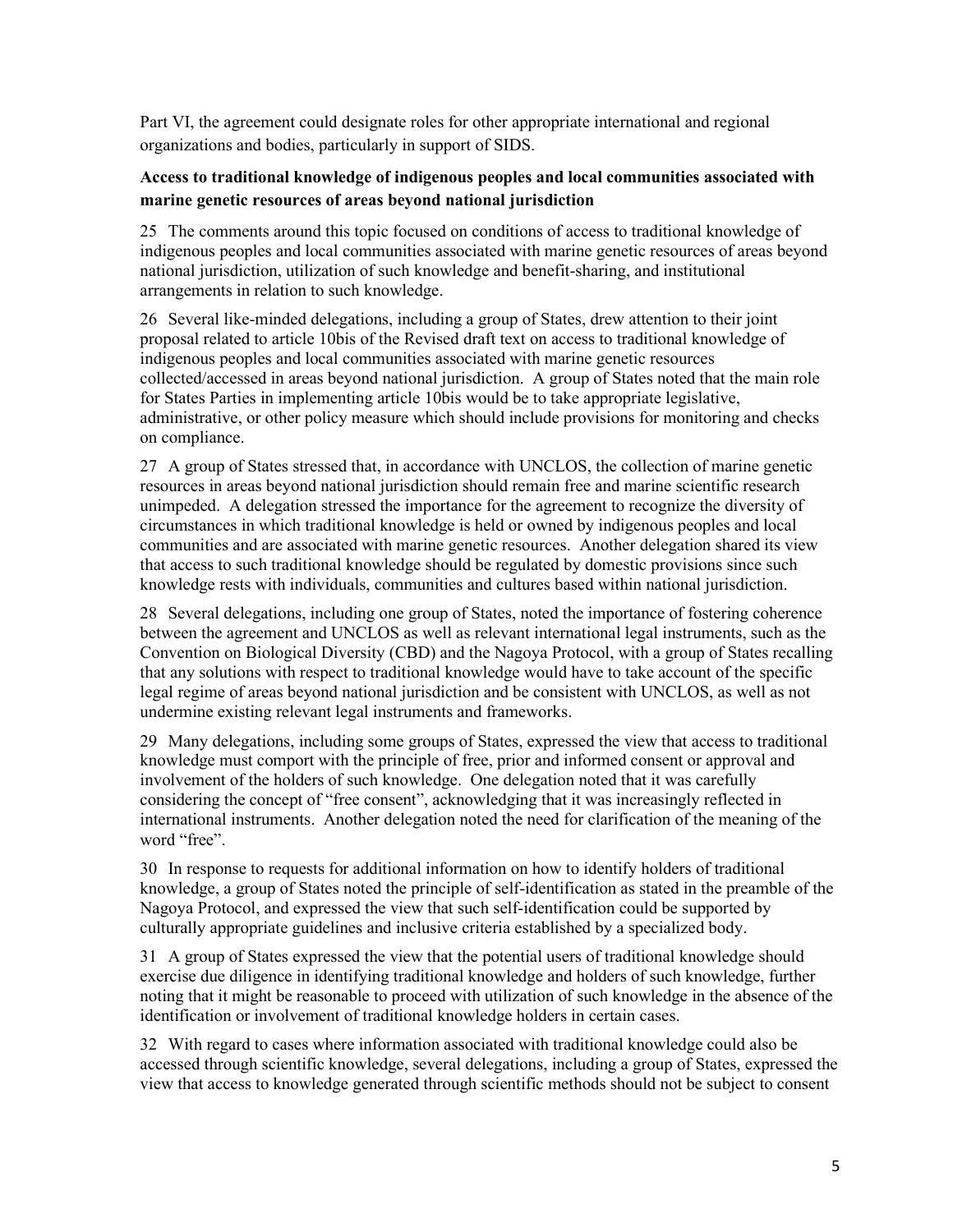Part VI, the agreement could designate roles for other appropriate international and regional organizations and bodies, particularly in support of SIDS.

**Access to traditional knowledge of indigenous peoples and local communities associated with marine genetic resources of areas beyond national jurisdiction**

25 The comments around this topic focused on conditions of access to traditional knowledge of indigenous peoples and local communities associated with marine genetic resources of areas beyond national jurisdiction, utilization of such knowledge and benefit-sharing, and institutional arrangements in relation to such knowledge.

26 Several like-minded delegations, including a group of States, drew attention to their joint proposal related to article 10bis of the Revised draft text on access to traditional knowledge of indigenous peoples and local communities associated with marine genetic resources collected/accessed in areas beyond national jurisdiction. A group of States noted that the main role for States Parties in implementing article 10bis would be to take appropriate legislative, administrative, or other policy measure which should include provisions for monitoring and checks on compliance.

27 A group of States stressed that, in accordance with UNCLOS, the collection of marine genetic resources in areas beyond national jurisdiction should remain free and marine scientific research unimpeded. A delegation stressed the importance for the agreement to recognize the diversity of circumstances in which traditional knowledge is held or owned by indigenous peoples and local communities and are associated with marine genetic resources. Another delegation shared its view that access to such traditional knowledge should be regulated by domestic provisions since such knowledge rests with individuals, communities and cultures based within national jurisdiction.

28 Several delegations, including one group of States, noted the importance of fostering coherence between the agreement and UNCLOS as well as relevant international legal instruments, such as the Convention on Biological Diversity (CBD) and the Nagoya Protocol, with a group of States recalling that any solutions with respect to traditional knowledge would have to take account of the specific legal regime of areas beyond national jurisdiction and be consistent with UNCLOS, as well as not undermine existing relevant legal instruments and frameworks.

29 Many delegations, including some groups of States, expressed the view that access to traditional knowledge must comport with the principle of free, prior and informed consent or approval and involvement of the holders of such knowledge. One delegation noted that it was carefully considering the concept of "free consent", acknowledging that it was increasingly reflected in international instruments. Another delegation noted the need for clarification of the meaning of the word "free".

30 In response to requests for additional information on how to identify holders of traditional knowledge, a group of States noted the principle of self-identification as stated in the preamble of the Nagoya Protocol, and expressed the view that such self-identification could be supported by culturally appropriate guidelines and inclusive criteria established by a specialized body.

31 A group of States expressed the view that the potential users of traditional knowledge should exercise due diligence in identifying traditional knowledge and holders of such knowledge, further noting that it might be reasonable to proceed with utilization of such knowledge in the absence of the identification or involvement of traditional knowledge holders in certain cases.

32 With regard to cases where information associated with traditional knowledge could also be accessed through scientific knowledge, several delegations, including a group of States, expressed the view that access to knowledge generated through scientific methods should not be subject to consent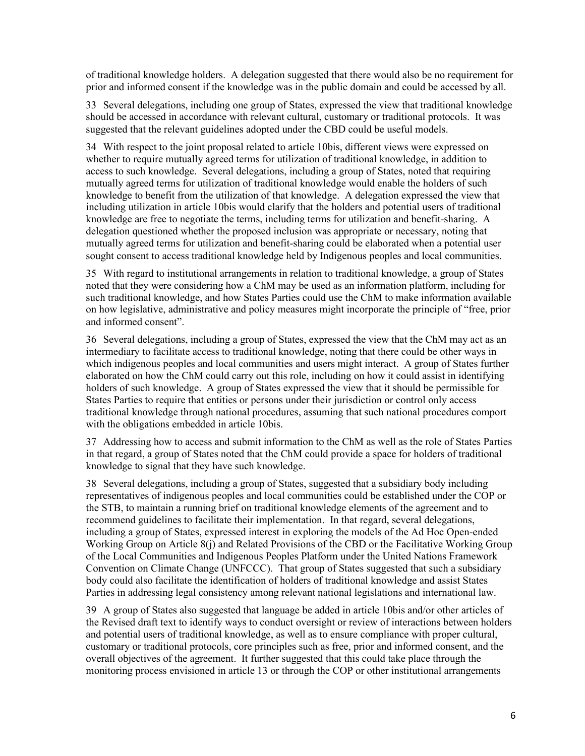of traditional knowledge holders. A delegation suggested that there would also be no requirement for prior and informed consent if the knowledge was in the public domain and could be accessed by all.

33 Several delegations, including one group of States, expressed the view that traditional knowledge should be accessed in accordance with relevant cultural, customary or traditional protocols. It was suggested that the relevant guidelines adopted under the CBD could be useful models.

34 With respect to the joint proposal related to article 10bis, different views were expressed on whether to require mutually agreed terms for utilization of traditional knowledge, in addition to access to such knowledge. Several delegations, including a group of States, noted that requiring mutually agreed terms for utilization of traditional knowledge would enable the holders of such knowledge to benefit from the utilization of that knowledge. A delegation expressed the view that including utilization in article 10bis would clarify that the holders and potential users of traditional knowledge are free to negotiate the terms, including terms for utilization and benefit-sharing. A delegation questioned whether the proposed inclusion was appropriate or necessary, noting that mutually agreed terms for utilization and benefit-sharing could be elaborated when a potential user sought consent to access traditional knowledge held by Indigenous peoples and local communities.

35 With regard to institutional arrangements in relation to traditional knowledge, a group of States noted that they were considering how a ChM may be used as an information platform, including for such traditional knowledge, and how States Parties could use the ChM to make information available on how legislative, administrative and policy measures might incorporate the principle of "free, prior and informed consent".

36 Several delegations, including a group of States, expressed the view that the ChM may act as an intermediary to facilitate access to traditional knowledge, noting that there could be other ways in which indigenous peoples and local communities and users might interact. A group of States further elaborated on how the ChM could carry out this role, including on how it could assist in identifying holders of such knowledge. A group of States expressed the view that it should be permissible for States Parties to require that entities or persons under their jurisdiction or control only access traditional knowledge through national procedures, assuming that such national procedures comport with the obligations embedded in article 10bis.

37 Addressing how to access and submit information to the ChM as well as the role of States Parties in that regard, a group of States noted that the ChM could provide a space for holders of traditional knowledge to signal that they have such knowledge.

38 Several delegations, including a group of States, suggested that a subsidiary body including representatives of indigenous peoples and local communities could be established under the COP or the STB, to maintain a running brief on traditional knowledge elements of the agreement and to recommend guidelines to facilitate their implementation. In that regard, several delegations, including a group of States, expressed interest in exploring the models of the Ad Hoc Open-ended Working Group on Article 8(j) and Related Provisions of the CBD or the Facilitative Working Group of the Local Communities and Indigenous Peoples Platform under the United Nations Framework Convention on Climate Change (UNFCCC). That group of States suggested that such a subsidiary body could also facilitate the identification of holders of traditional knowledge and assist States Parties in addressing legal consistency among relevant national legislations and international law.

39 A group of States also suggested that language be added in article 10bis and/or other articles of the Revised draft text to identify ways to conduct oversight or review of interactions between holders and potential users of traditional knowledge, as well as to ensure compliance with proper cultural, customary or traditional protocols, core principles such as free, prior and informed consent, and the overall objectives of the agreement. It further suggested that this could take place through the monitoring process envisioned in article 13 or through the COP or other institutional arrangements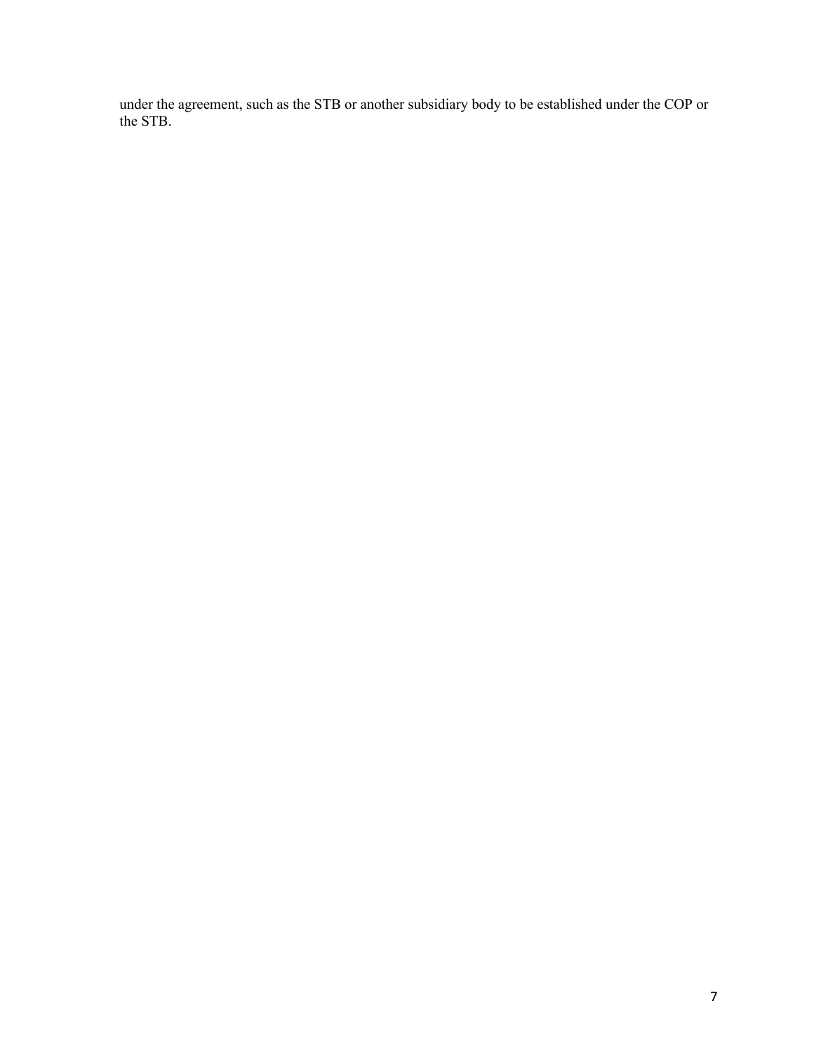under the agreement, such as the STB or another subsidiary body to be established under the COP or the STB.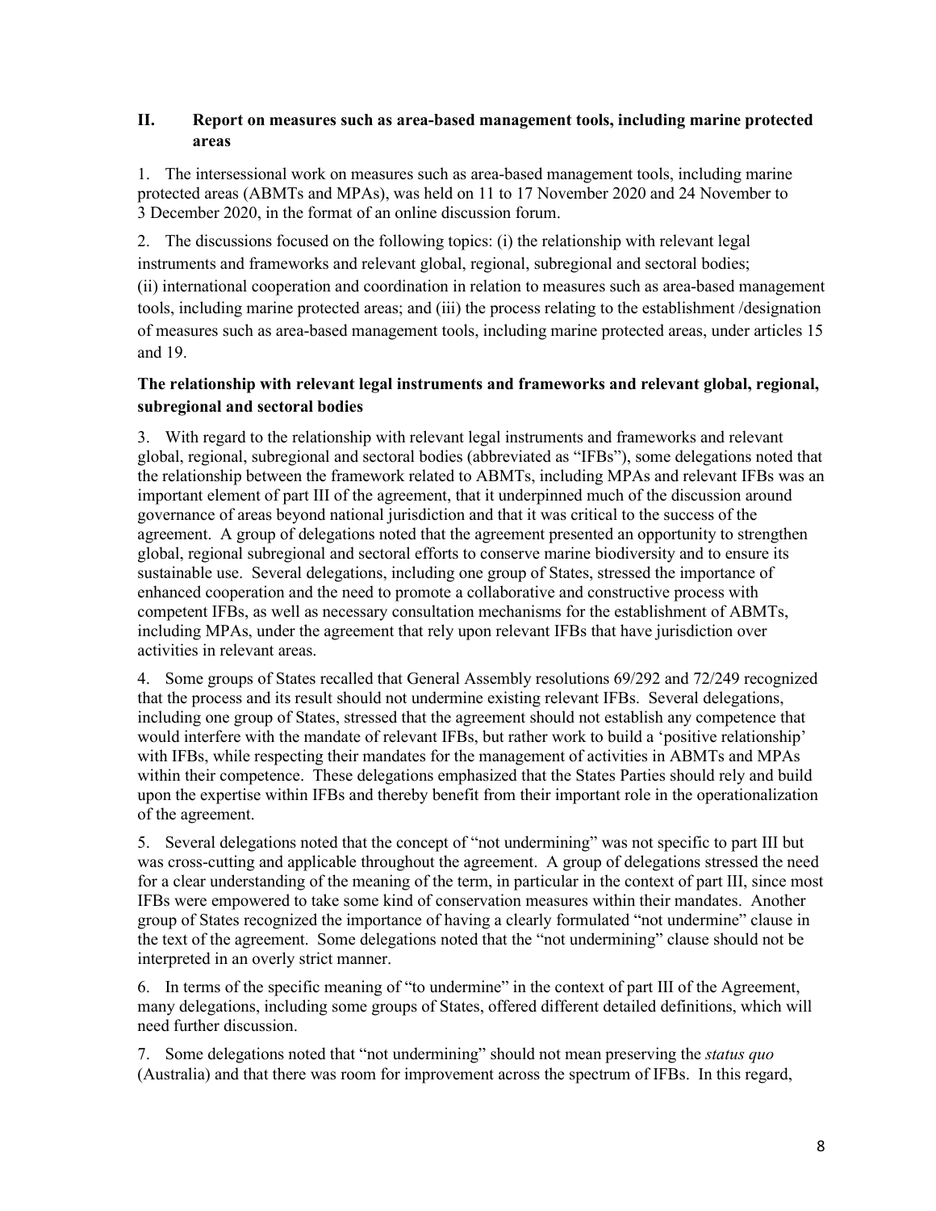## II. Report on measures such as area-based management tools, including marine protected areas

1. The intersessional work on measures such as area-based management tools, including marine protected areas (ABMTs and MPAs), was held on 11 to 17 November 2020 and 24 November to 3 December 2020, in the format of an online discussion forum.

2. The discussions focused on the following topics: (i) the relationship with relevant legal instruments and frameworks and relevant global, regional, subregional and sectoral bodies; (ii) international cooperation and coordination in relation to measures such as area-based management tools, including marine protected areas; and (iii) the process relating to the establishment /designation of measures such as area-based management tools, including marine protected areas, under articles 15 and 19.

### The relationship with relevant legal instruments and frameworks and relevant global, regional, subregional and sectoral bodies

3. With regard to the relationship with relevant legal instruments and frameworks and relevant global, regional, subregional and sectoral bodies (abbreviated as "IFBs"), some delegations noted that the relationship between the framework related to ABMTs, including MPAs and relevant IFBs was an important element of part III of the agreement, that it underpinned much of the discussion around governance of areas beyond national jurisdiction and that it was critical to the success of the agreement. A group of delegations noted that the agreement presented an opportunity to strengthen global, regional subregional and sectoral efforts to conserve marine biodiversity and to ensure its sustainable use. Several delegations, including one group of States, stressed the importance of enhanced cooperation and the need to promote a collaborative and constructive process with competent IFBs, as well as necessary consultation mechanisms for the establishment of ABMTs, including MPAs, under the agreement that rely upon relevant IFBs that have jurisdiction over activities in relevant areas.

4. Some groups of States recalled that General Assembly resolutions 69/292 and 72/249 recognized that the process and its result should not undermine existing relevant IFBs. Several delegations, including one group of States, stressed that the agreement should not establish any competence that would interfere with the mandate of relevant IFBs, but rather work to build a 'positive relationship' with IFBs, while respecting their mandates for the management of activities in ABMTs and MPAs within their competence. These delegations emphasized that the States Parties should rely and build upon the expertise within IFBs and thereby benefit from their important role in the operationalization of the agreement.

5. Several delegations noted that the concept of "not undermining" was not specific to part III but was cross-cutting and applicable throughout the agreement. A group of delegations stressed the need for a clear understanding of the meaning of the term, in particular in the context of part III, since most IFBs were empowered to take some kind of conservation measures within their mandates. Another group of States recognized the importance of having a clearly formulated "not undermine" clause in the text of the agreement. Some delegations noted that the "not undermining" clause should not be interpreted in an overly strict manner.

6. In terms of the specific meaning of "to undermine" in the context of part III of the Agreement, many delegations, including some groups of States, offered different detailed definitions, which will need further discussion.

7. Some delegations noted that "not undermining" should not mean preserving the *status quo* (Australia) and that there was room for improvement across the spectrum of IFBs. In this regard,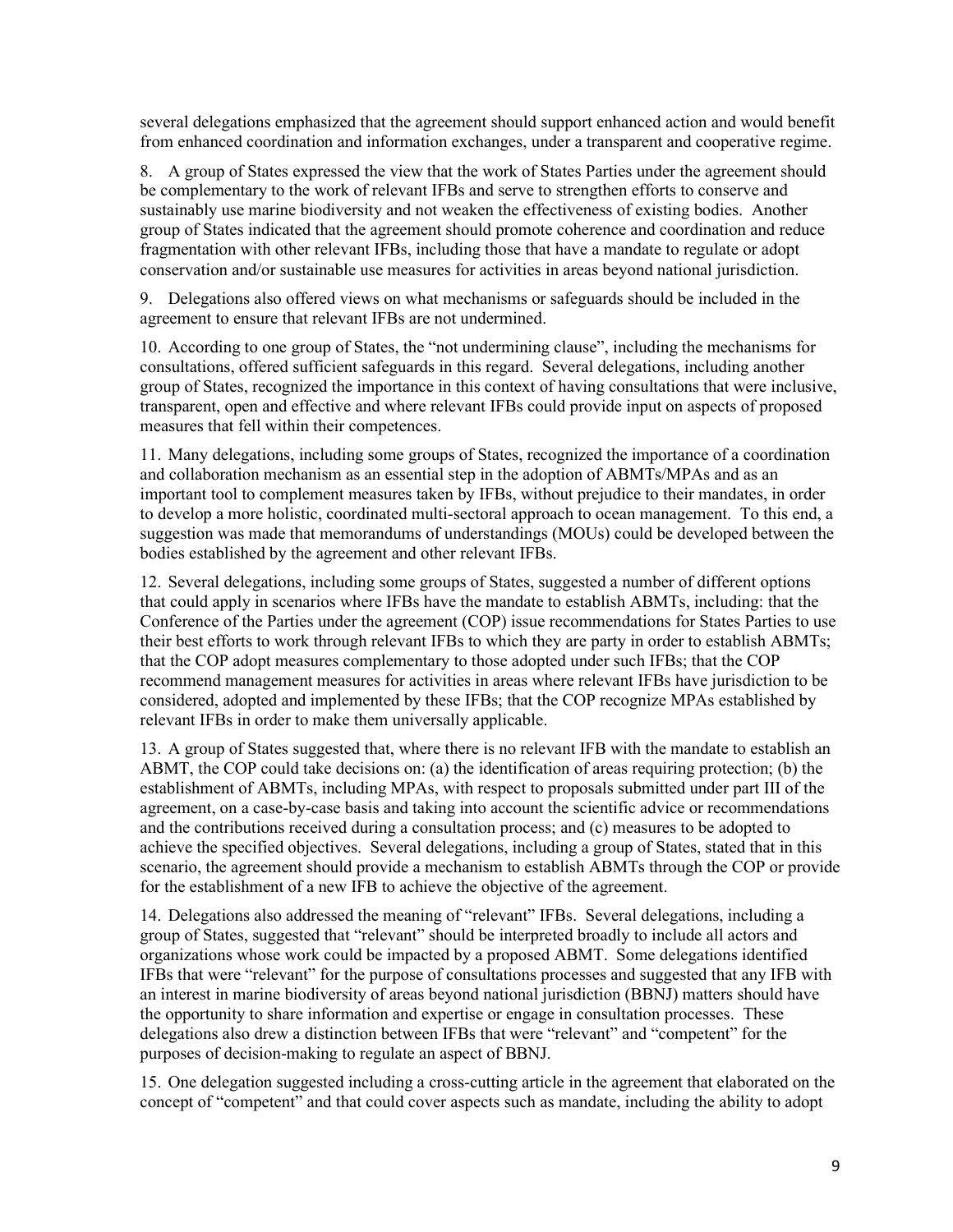several delegations emphasized that the agreement should support enhanced action and would benefit from enhanced coordination and information exchanges, under a transparent and cooperative regime.

8. A group of States expressed the view that the work of States Parties under the agreement should be complementary to the work of relevant IFBs and serve to strengthen efforts to conserve and sustainably use marine biodiversity and not weaken the effectiveness of existing bodies. Another group of States indicated that the agreement should promote coherence and coordination and reduce fragmentation with other relevant IFBs, including those that have a mandate to regulate or adopt conservation and/or sustainable use measures for activities in areas beyond national jurisdiction.

9. Delegations also offered views on what mechanisms or safeguards should be included in the agreement to ensure that relevant IFBs are not undermined.

10. According to one group of States, the "not undermining clause", including the mechanisms for consultations, offered sufficient safeguards in this regard. Several delegations, including another group of States, recognized the importance in this context of having consultations that were inclusive, transparent, open and effective and where relevant IFBs could provide input on aspects of proposed measures that fell within their competences.

11. Many delegations, including some groups of States, recognized the importance of a coordination and collaboration mechanism as an essential step in the adoption of ABMTs/MPAs and as an important tool to complement measures taken by IFBs, without prejudice to their mandates, in order to develop a more holistic, coordinated multi-sectoral approach to ocean management. To this end, a suggestion was made that memorandums of understandings (MOUs) could be developed between the bodies established by the agreement and other relevant IFBs.

12. Several delegations, including some groups of States, suggested a number of different options that could apply in scenarios where IFBs have the mandate to establish ABMTs, including: that the Conference of the Parties under the agreement (COP) issue recommendations for States Parties to use their best efforts to work through relevant IFBs to which they are party in order to establish ABMTs; that the COP adopt measures complementary to those adopted under such IFBs; that the COP recommend management measures for activities in areas where relevant IFBs have jurisdiction to be considered, adopted and implemented by these IFBs; that the COP recognize MPAs established by relevant IFBs in order to make them universally applicable.

13. A group of States suggested that, where there is no relevant IFB with the mandate to establish an ABMT, the COP could take decisions on: (a) the identification of areas requiring protection; (b) the establishment of ABMTs, including MPAs, with respect to proposals submitted under part III of the agreement, on a case-by-case basis and taking into account the scientific advice or recommendations and the contributions received during a consultation process; and (c) measures to be adopted to achieve the specified objectives. Several delegations, including a group of States, stated that in this scenario, the agreement should provide a mechanism to establish ABMTs through the COP or provide for the establishment of a new IFB to achieve the objective of the agreement.

14. Delegations also addressed the meaning of "relevant" IFBs. Several delegations, including a group of States, suggested that "relevant" should be interpreted broadly to include all actors and organizations whose work could be impacted by a proposed ABMT. Some delegations identified IFBs that were "relevant" for the purpose of consultations processes and suggested that any IFB with an interest in marine biodiversity of areas beyond national jurisdiction (BBNJ) matters should have the opportunity to share information and expertise or engage in consultation processes. These delegations also drew a distinction between IFBs that were "relevant" and "competent" for the purposes of decision-making to regulate an aspect of BBNJ.

15. One delegation suggested including a cross-cutting article in the agreement that elaborated on the concept of "competent" and that could cover aspects such as mandate, including the ability to adopt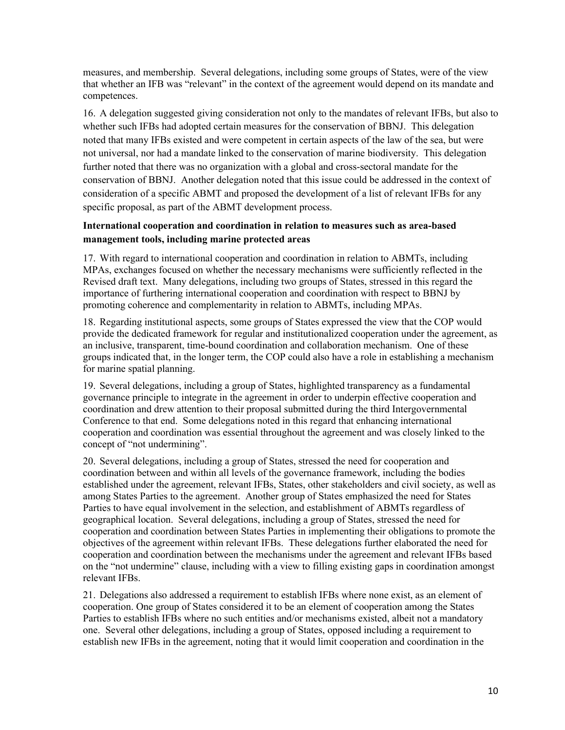measures, and membership. Several delegations, including some groups of States, were of the view that whether an IFB was "relevant" in the context of the agreement would depend on its mandate and competences.

16. A delegation suggested giving consideration not only to the mandates of relevant IFBs, but also to whether such IFBs had adopted certain measures for the conservation of BBNJ. This delegation noted that many IFBs existed and were competent in certain aspects of the law of the sea, but were not universal, nor had a mandate linked to the conservation of marine biodiversity. This delegation further noted that there was no organization with a global and cross-sectoral mandate for the conservation of BBNJ. Another delegation noted that this issue could be addressed in the context of consideration of a specific ABMT and proposed the development of a list of relevant IFBs for any specific proposal, as part of the ABMT development process.

**International cooperation and coordination in relation to measures such as area-based management tools, including marine protected areas**

17. With regard to international cooperation and coordination in relation to ABMTs, including MPAs, exchanges focused on whether the necessary mechanisms were sufficiently reflected in the Revised draft text. Many delegations, including two groups of States, stressed in this regard the importance of furthering international cooperation and coordination with respect to BBNJ by promoting coherence and complementarity in relation to ABMTs, including MPAs.

18. Regarding institutional aspects, some groups of States expressed the view that the COP would provide the dedicated framework for regular and institutionalized cooperation under the agreement, as an inclusive, transparent, time-bound coordination and collaboration mechanism. One of these groups indicated that, in the longer term, the COP could also have a role in establishing a mechanism for marine spatial planning.

19. Several delegations, including a group of States, highlighted transparency as a fundamental governance principle to integrate in the agreement in order to underpin effective cooperation and coordination and drew attention to their proposal submitted during the third Intergovernmental Conference to that end. Some delegations noted in this regard that enhancing international cooperation and coordination was essential throughout the agreement and was closely linked to the concept of "not undermining".

20. Several delegations, including a group of States, stressed the need for cooperation and coordination between and within all levels of the governance framework, including the bodies established under the agreement, relevant IFBs, States, other stakeholders and civil society, as well as among States Parties to the agreement. Another group of States emphasized the need for States Parties to have equal involvement in the selection, and establishment of ABMTs regardless of geographical location. Several delegations, including a group of States, stressed the need for cooperation and coordination between States Parties in implementing their obligations to promote the objectives of the agreement within relevant IFBs. These delegations further elaborated the need for cooperation and coordination between the mechanisms under the agreement and relevant IFBs based on the "not undermine" clause, including with a view to filling existing gaps in coordination amongst relevant IFBs.

21. Delegations also addressed a requirement to establish IFBs where none exist, as an element of cooperation. One group of States considered it to be an element of cooperation among the States Parties to establish IFBs where no such entities and/or mechanisms existed, albeit not a mandatory one. Several other delegations, including a group of States, opposed including a requirement to establish new IFBs in the agreement, noting that it would limit cooperation and coordination in the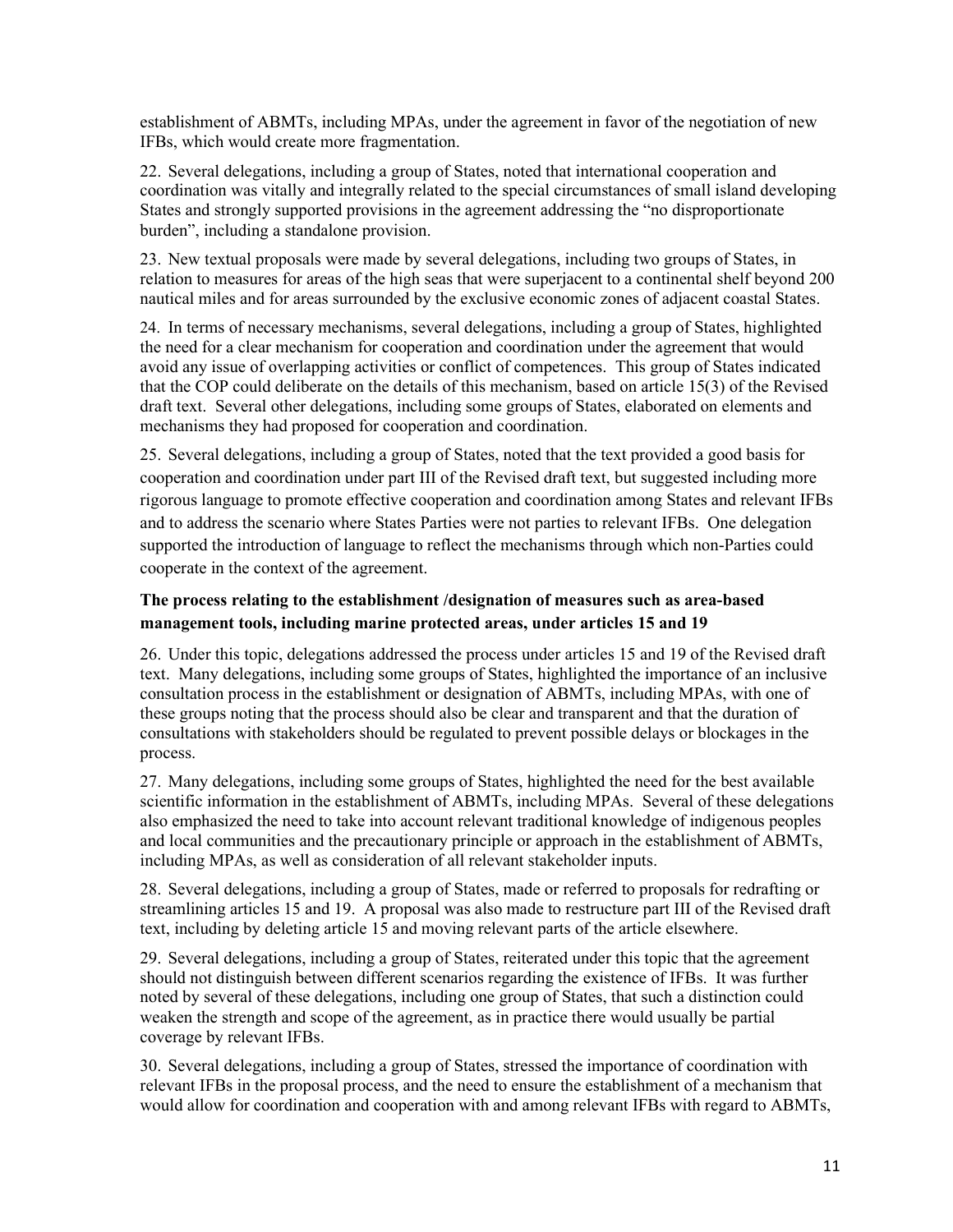establishment of ABMTs, including MPAs, under the agreement in favor of the negotiation of new IFBs, which would create more fragmentation.

22. Several delegations, including a group of States, noted that international cooperation and coordination was vitally and integrally related to the special circumstances of small island developing States and strongly supported provisions in the agreement addressing the "no disproportionate burden", including a standalone provision.

23. New textual proposals were made by several delegations, including two groups of States, in relation to measures for areas of the high seas that were superjacent to a continental shelf beyond 200 nautical miles and for areas surrounded by the exclusive economic zones of adjacent coastal States.

24. In terms of necessary mechanisms, several delegations, including a group of States, highlighted the need for a clear mechanism for cooperation and coordination under the agreement that would avoid any issue of overlapping activities or conflict of competences. This group of States indicated that the COP could deliberate on the details of this mechanism, based on article 15(3) of the Revised draft text. Several other delegations, including some groups of States, elaborated on elements and mechanisms they had proposed for cooperation and coordination.

25. Several delegations, including a group of States, noted that the text provided a good basis for cooperation and coordination under part III of the Revised draft text, but suggested including more rigorous language to promote effective cooperation and coordination among States and relevant IFBs and to address the scenario where States Parties were not parties to relevant IFBs. One delegation supported the introduction of language to reflect the mechanisms through which non-Parties could cooperate in the context of the agreement.

### The process relating to the establishment /designation of measures such as area-based management tools, including marine protected areas, under articles 15 and 19

26. Under this topic, delegations addressed the process under articles 15 and 19 of the Revised draft text. Many delegations, including some groups of States, highlighted the importance of an inclusive consultation process in the establishment or designation of ABMTs, including MPAs, with one of these groups noting that the process should also be clear and transparent and that the duration of consultations with stakeholders should be regulated to prevent possible delays or blockages in the process.

27. Many delegations, including some groups of States, highlighted the need for the best available scientific information in the establishment of ABMTs, including MPAs. Several of these delegations also emphasized the need to take into account relevant traditional knowledge of indigenous peoples and local communities and the precautionary principle or approach in the establishment of ABMTs, including MPAs, as well as consideration of all relevant stakeholder inputs.

28. Several delegations, including a group of States, made or referred to proposals for redrafting or streamlining articles 15 and 19. A proposal was also made to restructure part III of the Revised draft text, including by deleting article 15 and moving relevant parts of the article elsewhere.

29. Several delegations, including a group of States, reiterated under this topic that the agreement should not distinguish between different scenarios regarding the existence of IFBs. It was further noted by several of these delegations, including one group of States, that such a distinction could weaken the strength and scope of the agreement, as in practice there would usually be partial coverage by relevant IFBs.

30. Several delegations, including a group of States, stressed the importance of coordination with relevant IFBs in the proposal process, and the need to ensure the establishment of a mechanism that would allow for coordination and cooperation with and among relevant IFBs with regard to ABMTs,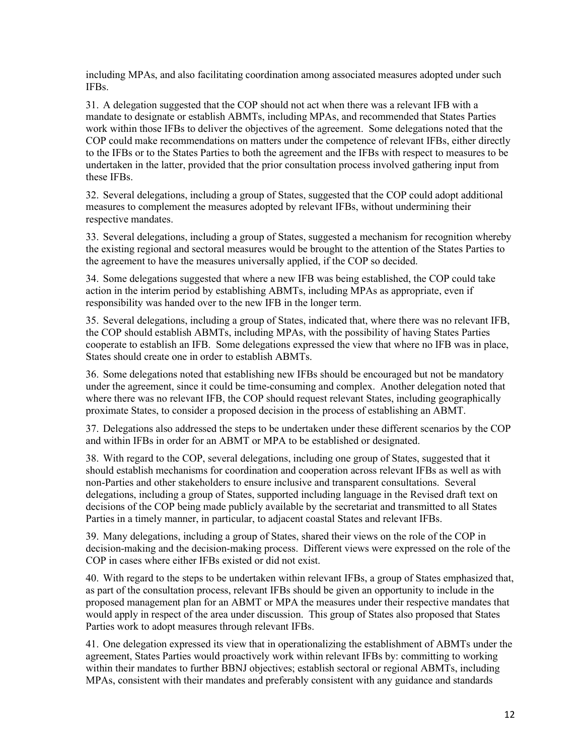including MPAs, and also facilitating coordination among associated measures adopted under such IFBs.

31. A delegation suggested that the COP should not act when there was a relevant IFB with a mandate to designate or establish ABMTs, including MPAs, and recommended that States Parties work within those IFBs to deliver the objectives of the agreement. Some delegations noted that the COP could make recommendations on matters under the competence of relevant IFBs, either directly to the IFBs or to the States Parties to both the agreement and the IFBs with respect to measures to be undertaken in the latter, provided that the prior consultation process involved gathering input from these IFBs.

32. Several delegations, including a group of States, suggested that the COP could adopt additional measures to complement the measures adopted by relevant IFBs, without undermining their respective mandates.

33. Several delegations, including a group of States, suggested a mechanism for recognition whereby the existing regional and sectoral measures would be brought to the attention of the States Parties to the agreement to have the measures universally applied, if the COP so decided.

34. Some delegations suggested that where a new IFB was being established, the COP could take action in the interim period by establishing ABMTs, including MPAs as appropriate, even if responsibility was handed over to the new IFB in the longer term.

35. Several delegations, including a group of States, indicated that, where there was no relevant IFB, the COP should establish ABMTs, including MPAs, with the possibility of having States Parties cooperate to establish an IFB. Some delegations expressed the view that where no IFB was in place, States should create one in order to establish ABMTs.

36. Some delegations noted that establishing new IFBs should be encouraged but not be mandatory under the agreement, since it could be time-consuming and complex. Another delegation noted that where there was no relevant IFB, the COP should request relevant States, including geographically proximate States, to consider a proposed decision in the process of establishing an ABMT.

37. Delegations also addressed the steps to be undertaken under these different scenarios by the COP and within IFBs in order for an ABMT or MPA to be established or designated.

38. With regard to the COP, several delegations, including one group of States, suggested that it should establish mechanisms for coordination and cooperation across relevant IFBs as well as with non-Parties and other stakeholders to ensure inclusive and transparent consultations. Several delegations, including a group of States, supported including language in the Revised draft text on decisions of the COP being made publicly available by the secretariat and transmitted to all States Parties in a timely manner, in particular, to adjacent coastal States and relevant IFBs.

39. Many delegations, including a group of States, shared their views on the role of the COP in decision-making and the decision-making process. Different views were expressed on the role of the COP in cases where either IFBs existed or did not exist.

40. With regard to the steps to be undertaken within relevant IFBs, a group of States emphasized that, as part of the consultation process, relevant IFBs should be given an opportunity to include in the proposed management plan for an ABMT or MPA the measures under their respective mandates that would apply in respect of the area under discussion. This group of States also proposed that States Parties work to adopt measures through relevant IFBs.

41. One delegation expressed its view that in operationalizing the establishment of ABMTs under the agreement, States Parties would proactively work within relevant IFBs by: committing to working within their mandates to further BBNJ objectives; establish sectoral or regional ABMTs, including MPAs, consistent with their mandates and preferably consistent with any guidance and standards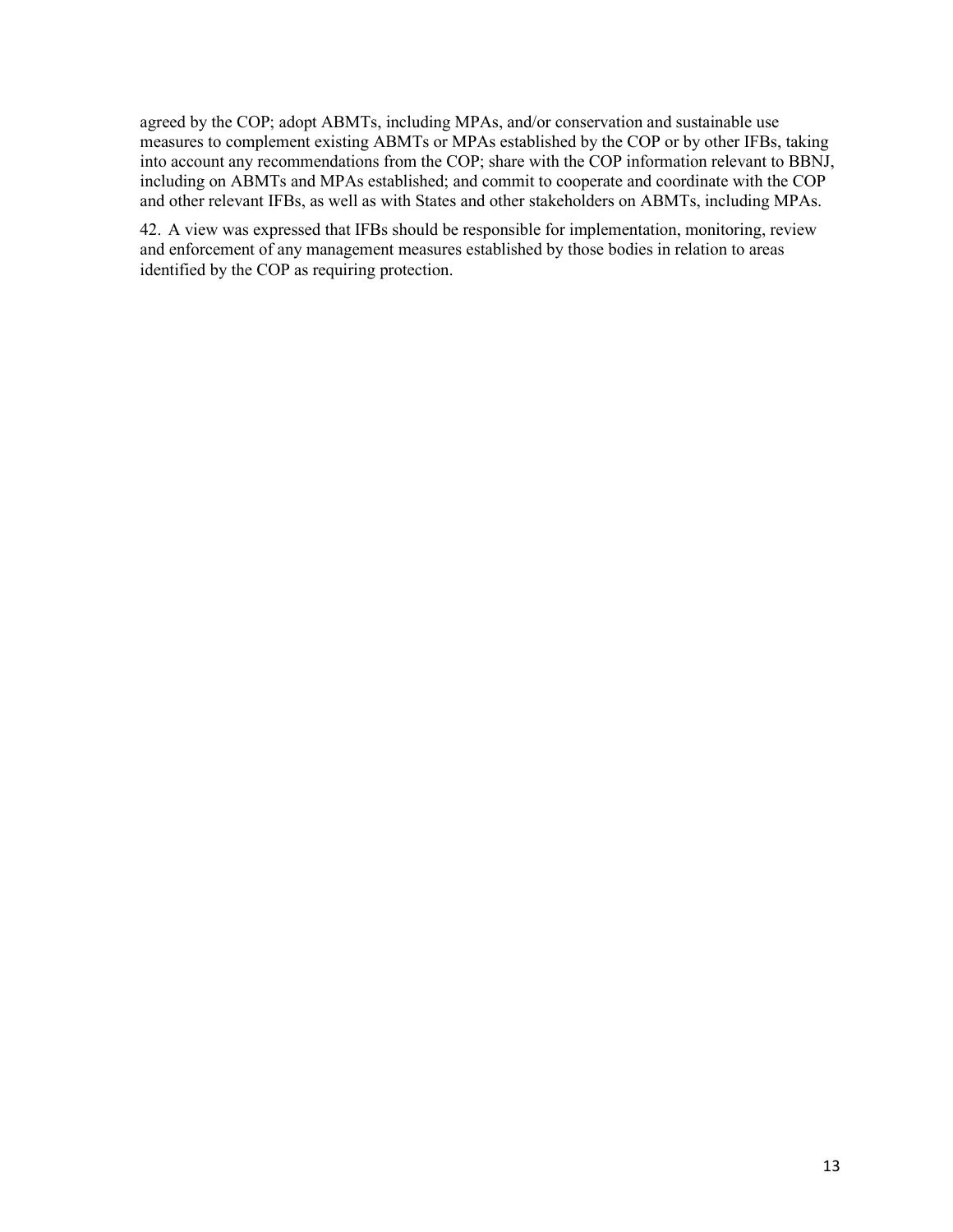agreed by the COP; adopt ABMTs, including MPAs, and/or conservation and sustainable use measures to complement existing ABMTs or MPAs established by the COP or by other IFBs, taking into account any recommendations from the COP; share with the COP information relevant to BBNJ, including on ABMTs and MPAs established; and commit to cooperate and coordinate with the COP and other relevant IFBs, as well as with States and other stakeholders on ABMTs, including MPAs.

42. A view was expressed that IFBs should be responsible for implementation, monitoring, review and enforcement of any management measures established by those bodies in relation to areas identified by the COP as requiring protection.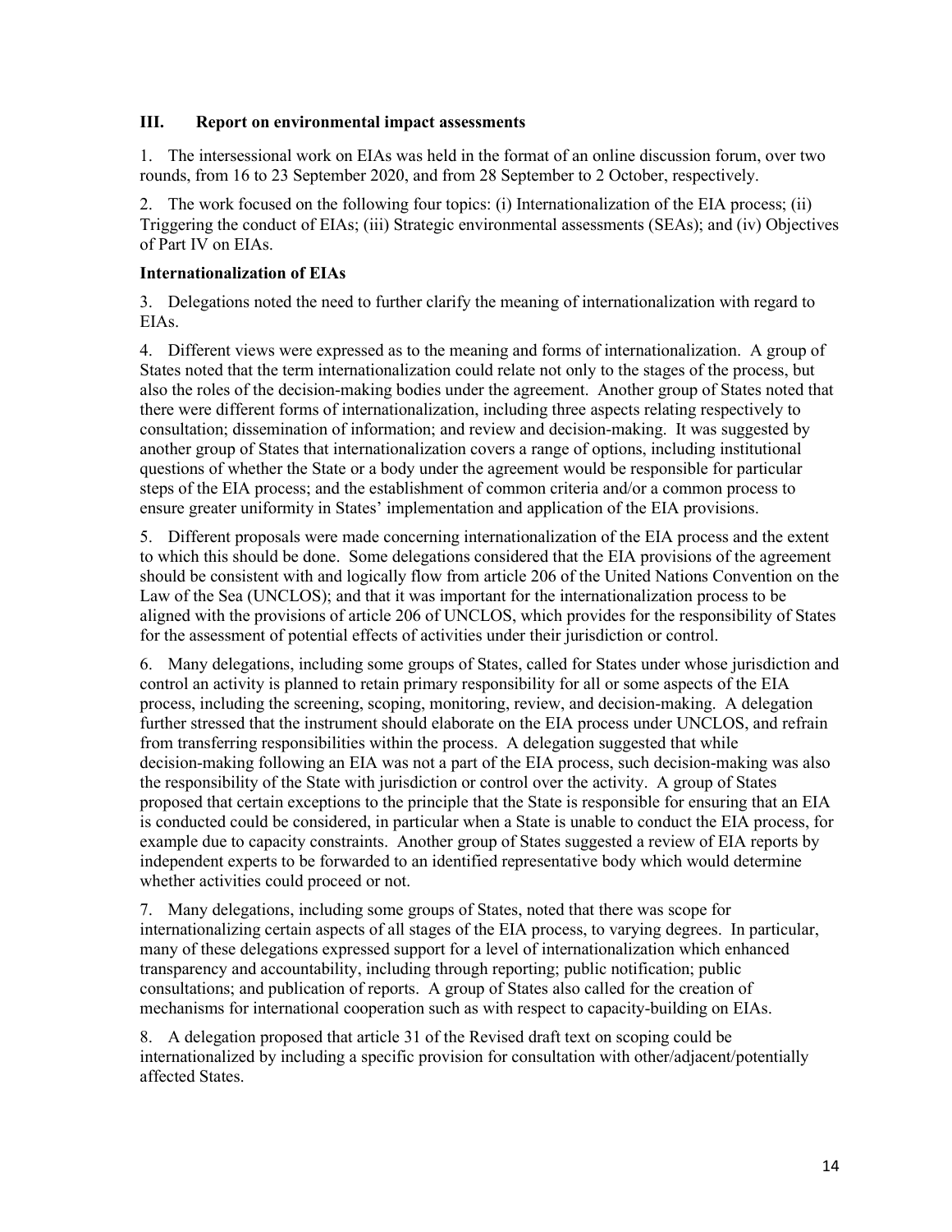## III. Report on environmental impact assessments

1. The intersessional work on EIAs was held in the format of an online discussion forum, over two rounds, from 16 to 23 September 2020, and from 28 September to 2 October, respectively.

2. The work focused on the following four topics: (i) Internationalization of the EIA process; (ii) Triggering the conduct of EIAs; (iii) Strategic environmental assessments (SEAs); and (iv) Objectives of Part IV on EIAs.

### Internationalization of EIAs

3. Delegations noted the need to further clarify the meaning of internationalization with regard to EIAs.

4. Different views were expressed as to the meaning and forms of internationalization. A group of States noted that the term internationalization could relate not only to the stages of the process, but also the roles of the decision-making bodies under the agreement. Another group of States noted that there were different forms of internationalization, including three aspects relating respectively to consultation; dissemination of information; and review and decision-making. It was suggested by another group of States that internationalization covers a range of options, including institutional questions of whether the State or a body under the agreement would be responsible for particular steps of the EIA process; and the establishment of common criteria and/or a common process to ensure greater uniformity in States' implementation and application of the EIA provisions.

5. Different proposals were made concerning internationalization of the EIA process and the extent to which this should be done. Some delegations considered that the EIA provisions of the agreement should be consistent with and logically flow from article 206 of the United Nations Convention on the Law of the Sea (UNCLOS); and that it was important for the internationalization process to be aligned with the provisions of article 206 of UNCLOS, which provides for the responsibility of States for the assessment of potential effects of activities under their jurisdiction or control.

6. Many delegations, including some groups of States, called for States under whose jurisdiction and control an activity is planned to retain primary responsibility for all or some aspects of the EIA process, including the screening, scoping, monitoring, review, and decision-making. A delegation further stressed that the instrument should elaborate on the EIA process under UNCLOS, and refrain from transferring responsibilities within the process. A delegation suggested that while decision-making following an EIA was not a part of the EIA process, such decision-making was also the responsibility of the State with jurisdiction or control over the activity. A group of States proposed that certain exceptions to the principle that the State is responsible for ensuring that an EIA is conducted could be considered, in particular when a State is unable to conduct the EIA process, for example due to capacity constraints. Another group of States suggested a review of EIA reports by independent experts to be forwarded to an identified representative body which would determine whether activities could proceed or not.

7. Many delegations, including some groups of States, noted that there was scope for internationalizing certain aspects of all stages of the EIA process, to varying degrees. In particular, many of these delegations expressed support for a level of internationalization which enhanced transparency and accountability, including through reporting; public notification; public consultations; and publication of reports. A group of States also called for the creation of mechanisms for international cooperation such as with respect to capacity-building on EIAs.

8. A delegation proposed that article 31 of the Revised draft text on scoping could be internationalized by including a specific provision for consultation with other/adjacent/potentially affected States.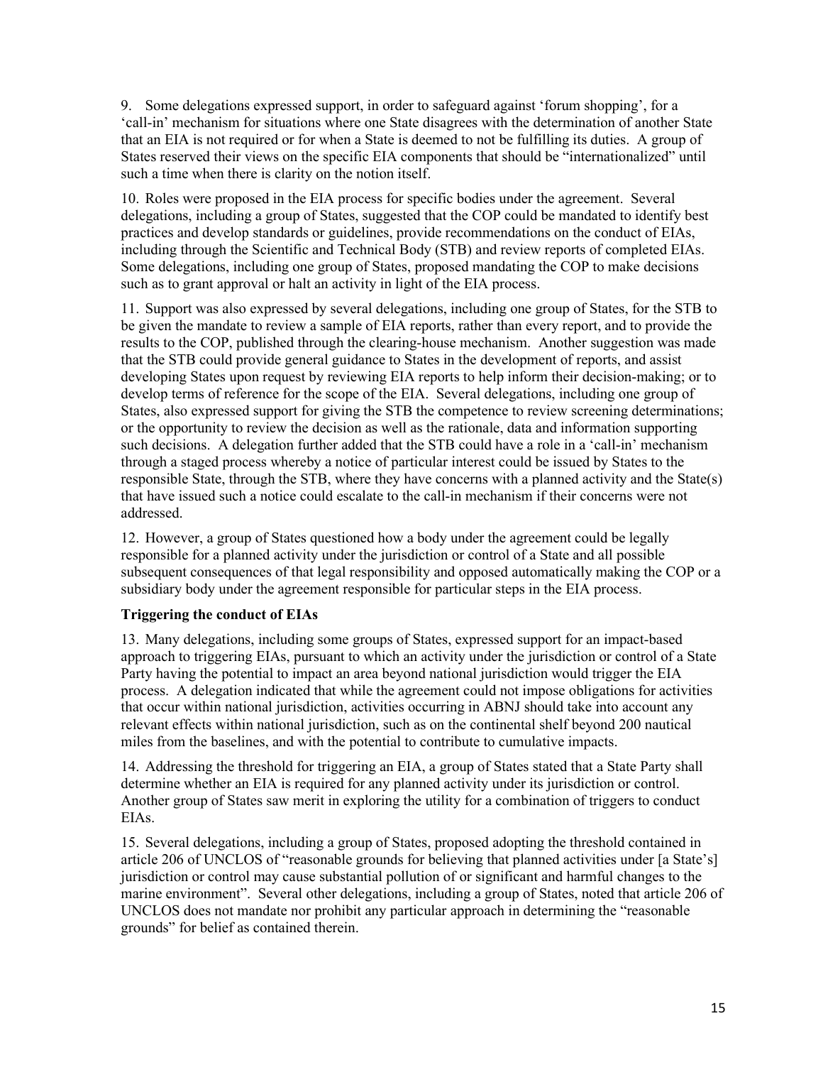9. Some delegations expressed support, in order to safeguard against 'forum shopping', for a 'call-in' mechanism for situations where one State disagrees with the determination of another State that an EIA is not required or for when a State is deemed to not be fulfilling its duties. A group of States reserved their views on the specific EIA components that should be "internationalized" until such a time when there is clarity on the notion itself.

10. Roles were proposed in the EIA process for specific bodies under the agreement. Several delegations, including a group of States, suggested that the COP could be mandated to identify best practices and develop standards or guidelines, provide recommendations on the conduct of EIAs, including through the Scientific and Technical Body (STB) and review reports of completed EIAs. Some delegations, including one group of States, proposed mandating the COP to make decisions such as to grant approval or halt an activity in light of the EIA process.

11. Support was also expressed by several delegations, including one group of States, for the STB to be given the mandate to review a sample of EIA reports, rather than every report, and to provide the results to the COP, published through the clearing-house mechanism. Another suggestion was made that the STB could provide general guidance to States in the development of reports, and assist developing States upon request by reviewing EIA reports to help inform their decision-making; or to develop terms of reference for the scope of the EIA. Several delegations, including one group of States, also expressed support for giving the STB the competence to review screening determinations; or the opportunity to review the decision as well as the rationale, data and information supporting such decisions. A delegation further added that the STB could have a role in a 'call-in' mechanism through a staged process whereby a notice of particular interest could be issued by States to the responsible State, through the STB, where they have concerns with a planned activity and the State(s) that have issued such a notice could escalate to the call-in mechanism if their concerns were not addressed.

12. However, a group of States questioned how a body under the agreement could be legally responsible for a planned activity under the jurisdiction or control of a State and all possible subsequent consequences of that legal responsibility and opposed automatically making the COP or a subsidiary body under the agreement responsible for particular steps in the EIA process.

**Triggering the conduct of EIAs**

13. Many delegations, including some groups of States, expressed support for an impact-based approach to triggering EIAs, pursuant to which an activity under the jurisdiction or control of a State Party having the potential to impact an area beyond national jurisdiction would trigger the EIA process. A delegation indicated that while the agreement could not impose obligations for activities that occur within national jurisdiction, activities occurring in ABNJ should take into account any relevant effects within national jurisdiction, such as on the continental shelf beyond 200 nautical miles from the baselines, and with the potential to contribute to cumulative impacts.

14. Addressing the threshold for triggering an EIA, a group of States stated that a State Party shall determine whether an EIA is required for any planned activity under its jurisdiction or control. Another group of States saw merit in exploring the utility for a combination of triggers to conduct EIAs.

15. Several delegations, including a group of States, proposed adopting the threshold contained in article 206 of UNCLOS of "reasonable grounds for believing that planned activities under [a State's] jurisdiction or control may cause substantial pollution of or significant and harmful changes to the marine environment". Several other delegations, including a group of States, noted that article 206 of UNCLOS does not mandate nor prohibit any particular approach in determining the "reasonable grounds" for belief as contained therein.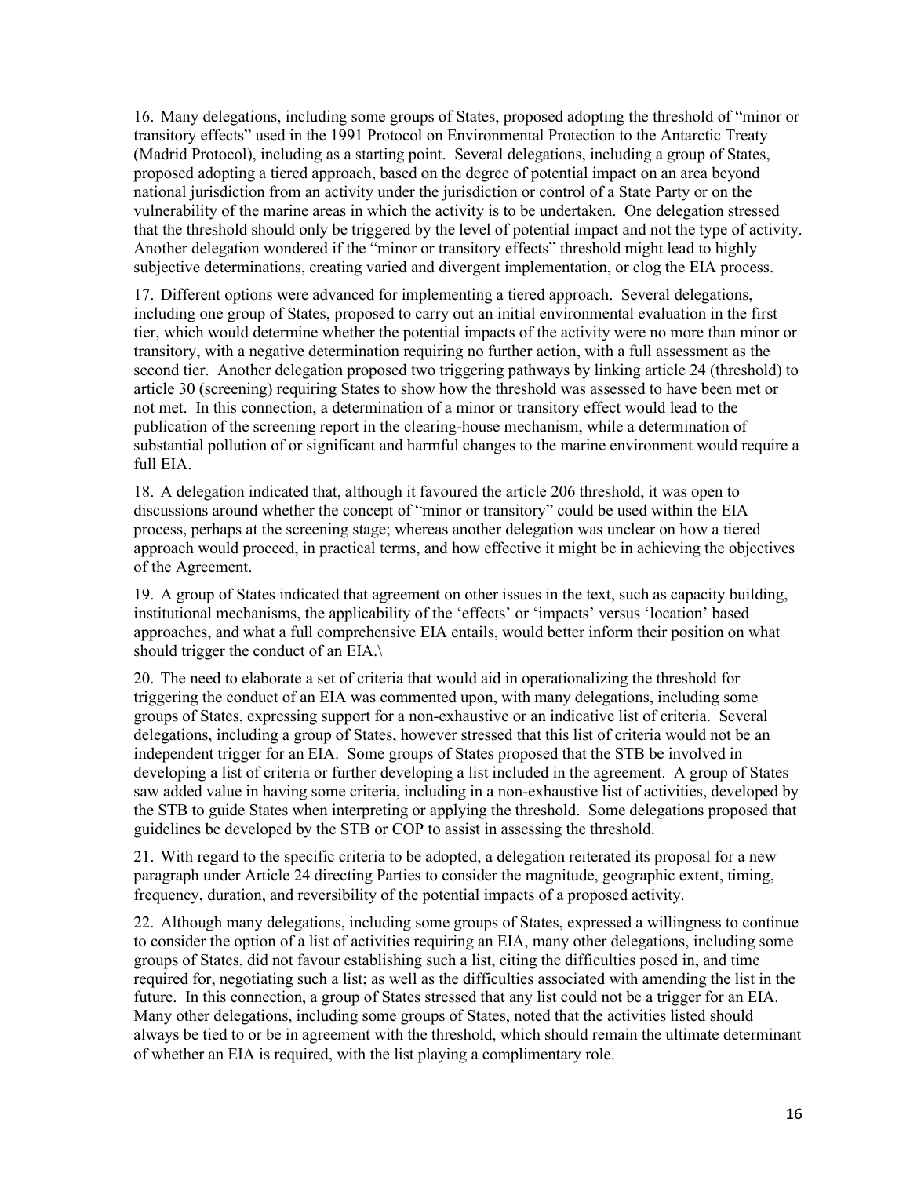16. Many delegations, including some groups of States, proposed adopting the threshold of "minor or transitory effects" used in the 1991 Protocol on Environmental Protection to the Antarctic Treaty (Madrid Protocol), including as a starting point. Several delegations, including a group of States, proposed adopting a tiered approach, based on the degree of potential impact on an area beyond national jurisdiction from an activity under the jurisdiction or control of a State Party or on the vulnerability of the marine areas in which the activity is to be undertaken. One delegation stressed that the threshold should only be triggered by the level of potential impact and not the type of activity. Another delegation wondered if the "minor or transitory effects" threshold might lead to highly subjective determinations, creating varied and divergent implementation, or clog the EIA process.

17. Different options were advanced for implementing a tiered approach. Several delegations, including one group of States, proposed to carry out an initial environmental evaluation in the first tier, which would determine whether the potential impacts of the activity were no more than minor or transitory, with a negative determination requiring no further action, with a full assessment as the second tier. Another delegation proposed two triggering pathways by linking article 24 (threshold) to article 30 (screening) requiring States to show how the threshold was assessed to have been met or not met. In this connection, a determination of a minor or transitory effect would lead to the publication of the screening report in the clearing-house mechanism, while a determination of substantial pollution of or significant and harmful changes to the marine environment would require a full EIA.

18. A delegation indicated that, although it favoured the article 206 threshold, it was open to discussions around whether the concept of "minor or transitory" could be used within the EIA process, perhaps at the screening stage; whereas another delegation was unclear on how a tiered approach would proceed, in practical terms, and how effective it might be in achieving the objectives of the Agreement.

19. A group of States indicated that agreement on other issues in the text, such as capacity building, institutional mechanisms, the applicability of the 'effects' or 'impacts' versus 'location' based approaches, and what a full comprehensive EIA entails, would better inform their position on what should trigger the conduct of an EIA.\

20. The need to elaborate a set of criteria that would aid in operationalizing the threshold for triggering the conduct of an EIA was commented upon, with many delegations, including some groups of States, expressing support for a non-exhaustive or an indicative list of criteria. Several delegations, including a group of States, however stressed that this list of criteria would not be an independent trigger for an EIA. Some groups of States proposed that the STB be involved in developing a list of criteria or further developing a list included in the agreement. A group of States saw added value in having some criteria, including in a non-exhaustive list of activities, developed by the STB to guide States when interpreting or applying the threshold. Some delegations proposed that guidelines be developed by the STB or COP to assist in assessing the threshold.

21. With regard to the specific criteria to be adopted, a delegation reiterated its proposal for a new paragraph under Article 24 directing Parties to consider the magnitude, geographic extent, timing, frequency, duration, and reversibility of the potential impacts of a proposed activity.

22. Although many delegations, including some groups of States, expressed a willingness to continue to consider the option of a list of activities requiring an EIA, many other delegations, including some groups of States, did not favour establishing such a list, citing the difficulties posed in, and time required for, negotiating such a list; as well as the difficulties associated with amending the list in the future. In this connection, a group of States stressed that any list could not be a trigger for an EIA. Many other delegations, including some groups of States, noted that the activities listed should always be tied to or be in agreement with the threshold, which should remain the ultimate determinant of whether an EIA is required, with the list playing a complimentary role.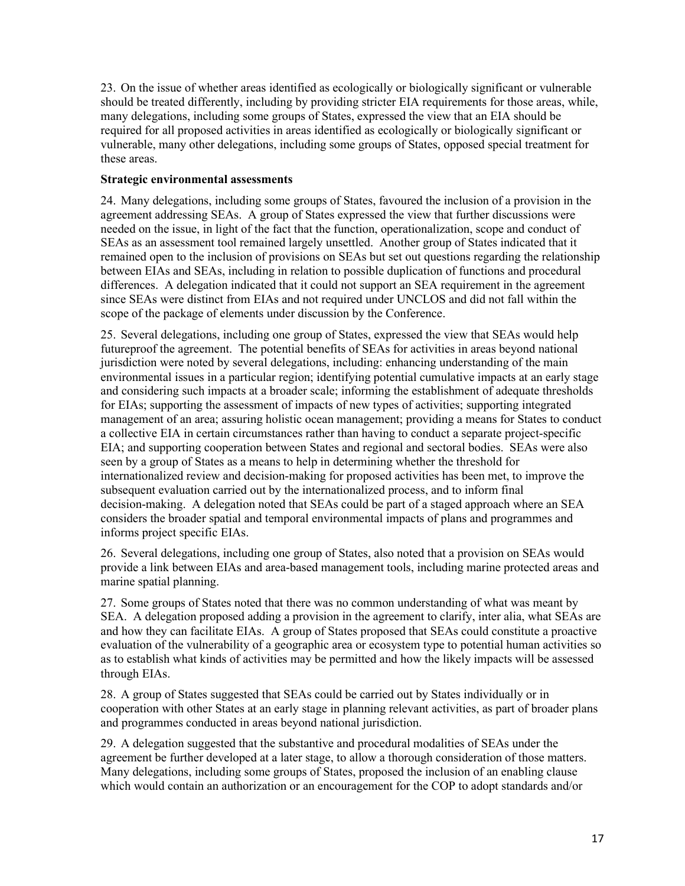23. On the issue of whether areas identified as ecologically or biologically significant or vulnerable should be treated differently, including by providing stricter EIA requirements for those areas, while, many delegations, including some groups of States, expressed the view that an EIA should be required for all proposed activities in areas identified as ecologically or biologically significant or vulnerable, many other delegations, including some groups of States, opposed special treatment for these areas.

**Strategic environmental assessments**

24. Many delegations, including some groups of States, favoured the inclusion of a provision in the agreement addressing SEAs. A group of States expressed the view that further discussions were needed on the issue, in light of the fact that the function, operationalization, scope and conduct of SEAs as an assessment tool remained largely unsettled. Another group of States indicated that it remained open to the inclusion of provisions on SEAs but set out questions regarding the relationship between EIAs and SEAs, including in relation to possible duplication of functions and procedural differences. A delegation indicated that it could not support an SEA requirement in the agreement since SEAs were distinct from EIAs and not required under UNCLOS and did not fall within the scope of the package of elements under discussion by the Conference.

25. Several delegations, including one group of States, expressed the view that SEAs would help futureproof the agreement. The potential benefits of SEAs for activities in areas beyond national jurisdiction were noted by several delegations, including: enhancing understanding of the main environmental issues in a particular region; identifying potential cumulative impacts at an early stage and considering such impacts at a broader scale; informing the establishment of adequate thresholds for EIAs; supporting the assessment of impacts of new types of activities; supporting integrated management of an area; assuring holistic ocean management; providing a means for States to conduct a collective EIA in certain circumstances rather than having to conduct a separate project-specific EIA; and supporting cooperation between States and regional and sectoral bodies. SEAs were also seen by a group of States as a means to help in determining whether the threshold for internationalized review and decision-making for proposed activities has been met, to improve the subsequent evaluation carried out by the internationalized process, and to inform final decision-making. A delegation noted that SEAs could be part of a staged approach where an SEA considers the broader spatial and temporal environmental impacts of plans and programmes and informs project specific EIAs.

26. Several delegations, including one group of States, also noted that a provision on SEAs would provide a link between EIAs and area-based management tools, including marine protected areas and marine spatial planning.

27. Some groups of States noted that there was no common understanding of what was meant by SEA. A delegation proposed adding a provision in the agreement to clarify, inter alia, what SEAs are and how they can facilitate EIAs. A group of States proposed that SEAs could constitute a proactive evaluation of the vulnerability of a geographic area or ecosystem type to potential human activities so as to establish what kinds of activities may be permitted and how the likely impacts will be assessed through EIAs.

28. A group of States suggested that SEAs could be carried out by States individually or in cooperation with other States at an early stage in planning relevant activities, as part of broader plans and programmes conducted in areas beyond national jurisdiction.

29. A delegation suggested that the substantive and procedural modalities of SEAs under the agreement be further developed at a later stage, to allow a thorough consideration of those matters. Many delegations, including some groups of States, proposed the inclusion of an enabling clause which would contain an authorization or an encouragement for the COP to adopt standards and/or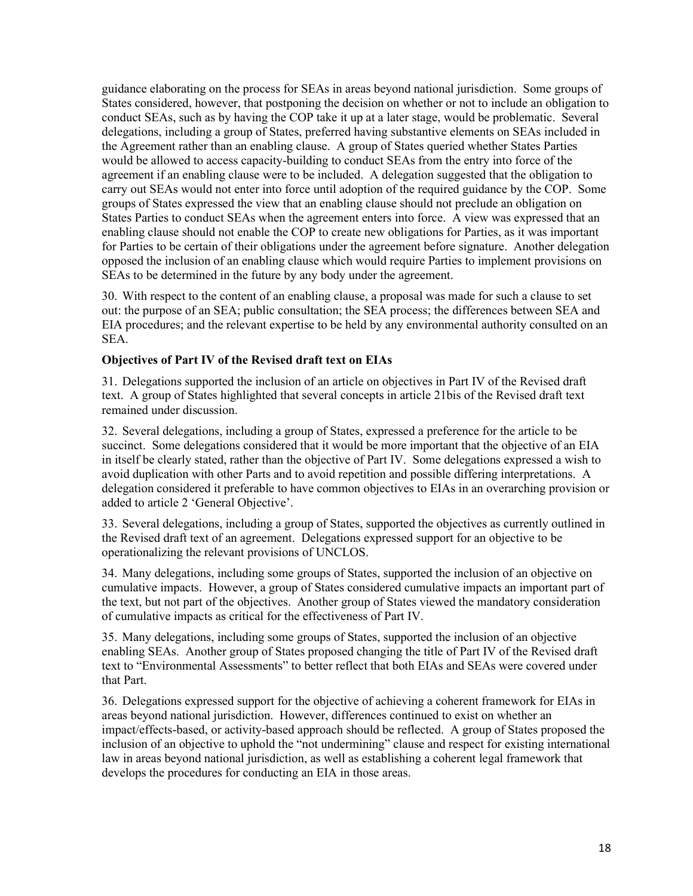guidance elaborating on the process for SEAs in areas beyond national jurisdiction. Some groups of States considered, however, that postponing the decision on whether or not to include an obligation to conduct SEAs, such as by having the COP take it up at a later stage, would be problematic. Several delegations, including a group of States, preferred having substantive elements on SEAs included in the Agreement rather than an enabling clause. A group of States queried whether States Parties would be allowed to access capacity-building to conduct SEAs from the entry into force of the agreement if an enabling clause were to be included. A delegation suggested that the obligation to carry out SEAs would not enter into force until adoption of the required guidance by the COP. Some groups of States expressed the view that an enabling clause should not preclude an obligation on States Parties to conduct SEAs when the agreement enters into force. A view was expressed that an enabling clause should not enable the COP to create new obligations for Parties, as it was important for Parties to be certain of their obligations under the agreement before signature. Another delegation opposed the inclusion of an enabling clause which would require Parties to implement provisions on SEAs to be determined in the future by any body under the agreement.

30. With respect to the content of an enabling clause, a proposal was made for such a clause to set out: the purpose of an SEA; public consultation; the SEA process; the differences between SEA and EIA procedures; and the relevant expertise to be held by any environmental authority consulted on an SEA.

**Objectives of Part IV of the Revised draft text on EIAs**

31. Delegations supported the inclusion of an article on objectives in Part IV of the Revised draft text. A group of States highlighted that several concepts in article 21bis of the Revised draft text remained under discussion.

32. Several delegations, including a group of States, expressed a preference for the article to be succinct. Some delegations considered that it would be more important that the objective of an EIA in itself be clearly stated, rather than the objective of Part IV. Some delegations expressed a wish to avoid duplication with other Parts and to avoid repetition and possible differing interpretations. A delegation considered it preferable to have common objectives to EIAs in an overarching provision or added to article 2 'General Objective'.

33. Several delegations, including a group of States, supported the objectives as currently outlined in the Revised draft text of an agreement. Delegations expressed support for an objective to be operationalizing the relevant provisions of UNCLOS.

34. Many delegations, including some groups of States, supported the inclusion of an objective on cumulative impacts. However, a group of States considered cumulative impacts an important part of the text, but not part of the objectives. Another group of States viewed the mandatory consideration of cumulative impacts as critical for the effectiveness of Part IV.

35. Many delegations, including some groups of States, supported the inclusion of an objective enabling SEAs. Another group of States proposed changing the title of Part IV of the Revised draft text to "Environmental Assessments" to better reflect that both EIAs and SEAs were covered under that Part.

36. Delegations expressed support for the objective of achieving a coherent framework for EIAs in areas beyond national jurisdiction. However, differences continued to exist on whether an impact/effects-based, or activity-based approach should be reflected. A group of States proposed the inclusion of an objective to uphold the "not undermining" clause and respect for existing international law in areas beyond national jurisdiction, as well as establishing a coherent legal framework that develops the procedures for conducting an EIA in those areas.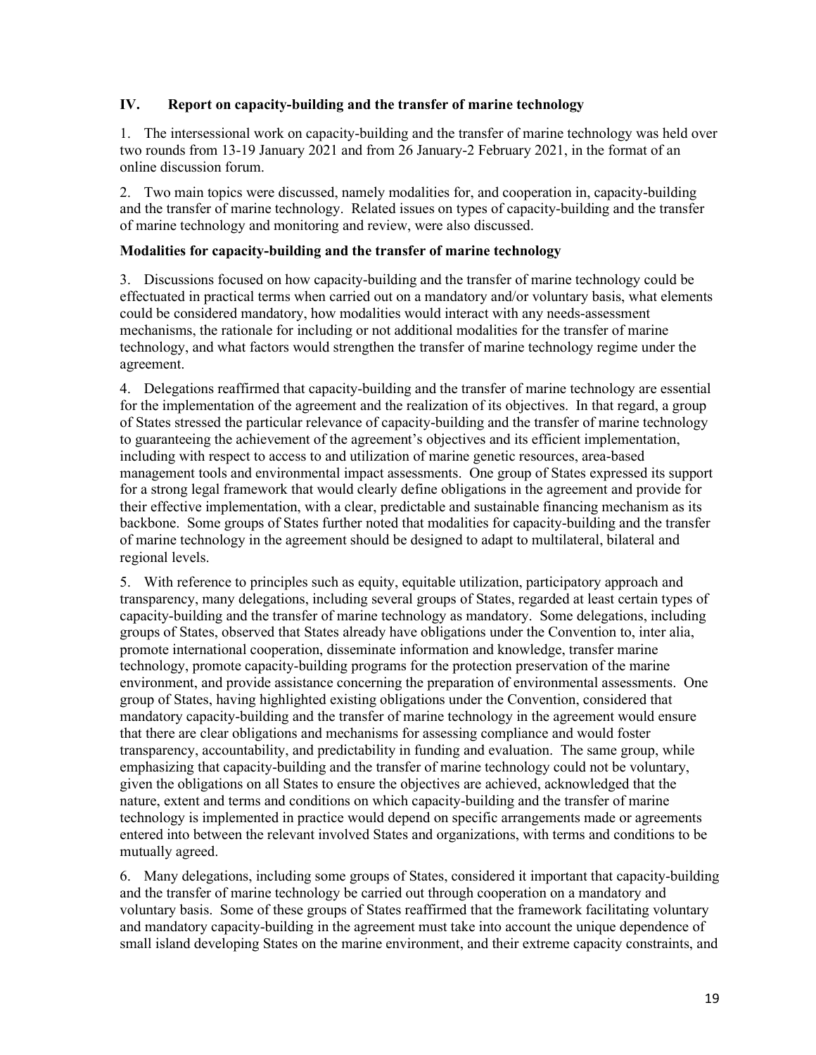## IV. Report on capacity-building and the transfer of marine technology

1. The intersessional work on capacity-building and the transfer of marine technology was held over two rounds from 13-19 January 2021 and from 26 January-2 February 2021, in the format of an online discussion forum.

2. Two main topics were discussed, namely modalities for, and cooperation in, capacity-building and the transfer of marine technology. Related issues on types of capacity-building and the transfer of marine technology and monitoring and review, were also discussed.

### Modalities for capacity-building and the transfer of marine technology

3. Discussions focused on how capacity-building and the transfer of marine technology could be effectuated in practical terms when carried out on a mandatory and/or voluntary basis, what elements could be considered mandatory, how modalities would interact with any needs-assessment mechanisms, the rationale for including or not additional modalities for the transfer of marine technology, and what factors would strengthen the transfer of marine technology regime under the agreement.

4. Delegations reaffirmed that capacity-building and the transfer of marine technology are essential for the implementation of the agreement and the realization of its objectives. In that regard, a group of States stressed the particular relevance of capacity-building and the transfer of marine technology to guaranteeing the achievement of the agreement's objectives and its efficient implementation, including with respect to access to and utilization of marine genetic resources, area-based management tools and environmental impact assessments. One group of States expressed its support for a strong legal framework that would clearly define obligations in the agreement and provide for their effective implementation, with a clear, predictable and sustainable financing mechanism as its backbone. Some groups of States further noted that modalities for capacity-building and the transfer of marine technology in the agreement should be designed to adapt to multilateral, bilateral and regional levels.

5. With reference to principles such as equity, equitable utilization, participatory approach and transparency, many delegations, including several groups of States, regarded at least certain types of capacity-building and the transfer of marine technology as mandatory. Some delegations, including groups of States, observed that States already have obligations under the Convention to, inter alia, promote international cooperation, disseminate information and knowledge, transfer marine technology, promote capacity-building programs for the protection preservation of the marine environment, and provide assistance concerning the preparation of environmental assessments. One group of States, having highlighted existing obligations under the Convention, considered that mandatory capacity-building and the transfer of marine technology in the agreement would ensure that there are clear obligations and mechanisms for assessing compliance and would foster transparency, accountability, and predictability in funding and evaluation. The same group, while emphasizing that capacity-building and the transfer of marine technology could not be voluntary, given the obligations on all States to ensure the objectives are achieved, acknowledged that the nature, extent and terms and conditions on which capacity-building and the transfer of marine technology is implemented in practice would depend on specific arrangements made or agreements entered into between the relevant involved States and organizations, with terms and conditions to be mutually agreed.

6. Many delegations, including some groups of States, considered it important that capacity-building and the transfer of marine technology be carried out through cooperation on a mandatory and voluntary basis. Some of these groups of States reaffirmed that the framework facilitating voluntary and mandatory capacity-building in the agreement must take into account the unique dependence of small island developing States on the marine environment, and their extreme capacity constraints, and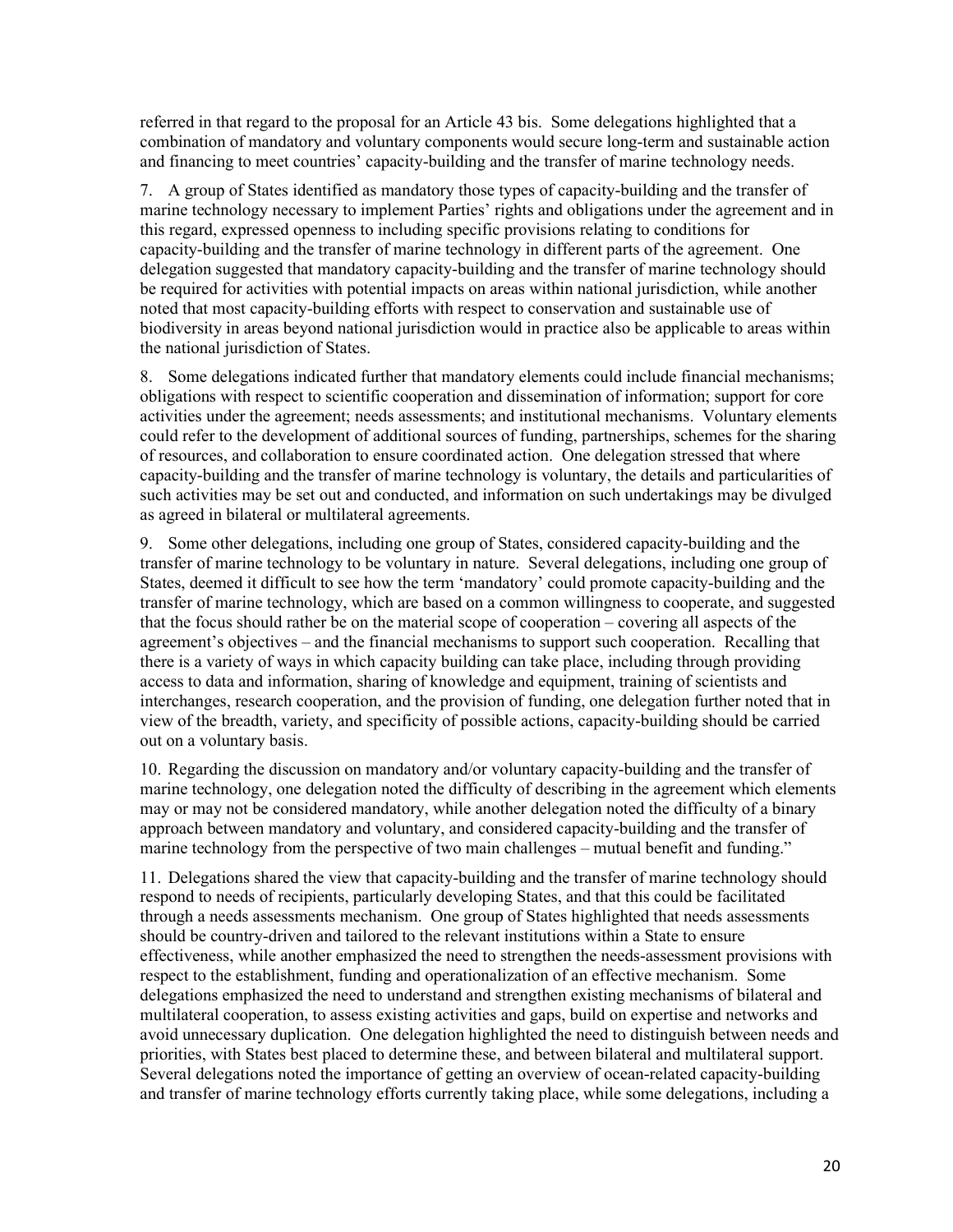referred in that regard to the proposal for an Article 43 bis. Some delegations highlighted that a combination of mandatory and voluntary components would secure long-term and sustainable action and financing to meet countries' capacity-building and the transfer of marine technology needs.

7. A group of States identified as mandatory those types of capacity-building and the transfer of marine technology necessary to implement Parties' rights and obligations under the agreement and in this regard, expressed openness to including specific provisions relating to conditions for capacity-building and the transfer of marine technology in different parts of the agreement. One delegation suggested that mandatory capacity-building and the transfer of marine technology should be required for activities with potential impacts on areas within national jurisdiction, while another noted that most capacity-building efforts with respect to conservation and sustainable use of biodiversity in areas beyond national jurisdiction would in practice also be applicable to areas within the national jurisdiction of States.

8. Some delegations indicated further that mandatory elements could include financial mechanisms; obligations with respect to scientific cooperation and dissemination of information; support for core activities under the agreement; needs assessments; and institutional mechanisms. Voluntary elements could refer to the development of additional sources of funding, partnerships, schemes for the sharing of resources, and collaboration to ensure coordinated action. One delegation stressed that where capacity-building and the transfer of marine technology is voluntary, the details and particularities of such activities may be set out and conducted, and information on such undertakings may be divulged as agreed in bilateral or multilateral agreements.

9. Some other delegations, including one group of States, considered capacity-building and the transfer of marine technology to be voluntary in nature. Several delegations, including one group of States, deemed it difficult to see how the term 'mandatory' could promote capacity-building and the transfer of marine technology, which are based on a common willingness to cooperate, and suggested that the focus should rather be on the material scope of cooperation – covering all aspects of the agreement's objectives – and the financial mechanisms to support such cooperation. Recalling that there is a variety of ways in which capacity building can take place, including through providing access to data and information, sharing of knowledge and equipment, training of scientists and interchanges, research cooperation, and the provision of funding, one delegation further noted that in view of the breadth, variety, and specificity of possible actions, capacity-building should be carried out on a voluntary basis.

10. Regarding the discussion on mandatory and/or voluntary capacity-building and the transfer of marine technology, one delegation noted the difficulty of describing in the agreement which elements may or may not be considered mandatory, while another delegation noted the difficulty of a binary approach between mandatory and voluntary, and considered capacity-building and the transfer of marine technology from the perspective of two main challenges – mutual benefit and funding."

11. Delegations shared the view that capacity-building and the transfer of marine technology should respond to needs of recipients, particularly developing States, and that this could be facilitated through a needs assessments mechanism. One group of States highlighted that needs assessments should be country-driven and tailored to the relevant institutions within a State to ensure effectiveness, while another emphasized the need to strengthen the needs-assessment provisions with respect to the establishment, funding and operationalization of an effective mechanism. Some delegations emphasized the need to understand and strengthen existing mechanisms of bilateral and multilateral cooperation, to assess existing activities and gaps, build on expertise and networks and avoid unnecessary duplication. One delegation highlighted the need to distinguish between needs and priorities, with States best placed to determine these, and between bilateral and multilateral support. Several delegations noted the importance of getting an overview of ocean-related capacity-building and transfer of marine technology efforts currently taking place, while some delegations, including a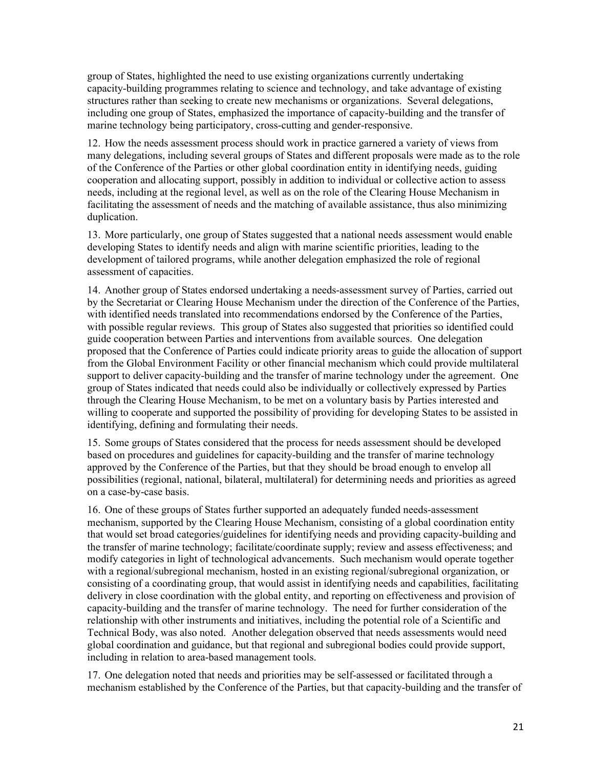group of States, highlighted the need to use existing organizations currently undertaking capacity-building programmes relating to science and technology, and take advantage of existing structures rather than seeking to create new mechanisms or organizations. Several delegations, including one group of States, emphasized the importance of capacity-building and the transfer of marine technology being participatory, cross-cutting and gender-responsive.

12. How the needs assessment process should work in practice garnered a variety of views from many delegations, including several groups of States and different proposals were made as to the role of the Conference of the Parties or other global coordination entity in identifying needs, guiding cooperation and allocating support, possibly in addition to individual or collective action to assess needs, including at the regional level, as well as on the role of the Clearing House Mechanism in facilitating the assessment of needs and the matching of available assistance, thus also minimizing duplication.

13. More particularly, one group of States suggested that a national needs assessment would enable developing States to identify needs and align with marine scientific priorities, leading to the development of tailored programs, while another delegation emphasized the role of regional assessment of capacities.

14. Another group of States endorsed undertaking a needs-assessment survey of Parties, carried out by the Secretariat or Clearing House Mechanism under the direction of the Conference of the Parties, with identified needs translated into recommendations endorsed by the Conference of the Parties, with possible regular reviews. This group of States also suggested that priorities so identified could guide cooperation between Parties and interventions from available sources. One delegation proposed that the Conference of Parties could indicate priority areas to guide the allocation of support from the Global Environment Facility or other financial mechanism which could provide multilateral support to deliver capacity-building and the transfer of marine technology under the agreement. One group of States indicated that needs could also be individually or collectively expressed by Parties through the Clearing House Mechanism, to be met on a voluntary basis by Parties interested and willing to cooperate and supported the possibility of providing for developing States to be assisted in identifying, defining and formulating their needs.

15. Some groups of States considered that the process for needs assessment should be developed based on procedures and guidelines for capacity-building and the transfer of marine technology approved by the Conference of the Parties, but that they should be broad enough to envelop all possibilities (regional, national, bilateral, multilateral) for determining needs and priorities as agreed on a case-by-case basis.

16. One of these groups of States further supported an adequately funded needs-assessment mechanism, supported by the Clearing House Mechanism, consisting of a global coordination entity that would set broad categories/guidelines for identifying needs and providing capacity-building and the transfer of marine technology; facilitate/coordinate supply; review and assess effectiveness; and modify categories in light of technological advancements. Such mechanism would operate together with a regional/subregional mechanism, hosted in an existing regional/subregional organization, or consisting of a coordinating group, that would assist in identifying needs and capabilities, facilitating delivery in close coordination with the global entity, and reporting on effectiveness and provision of capacity-building and the transfer of marine technology. The need for further consideration of the relationship with other instruments and initiatives, including the potential role of a Scientific and Technical Body, was also noted. Another delegation observed that needs assessments would need global coordination and guidance, but that regional and subregional bodies could provide support, including in relation to area-based management tools.

17. One delegation noted that needs and priorities may be self-assessed or facilitated through a mechanism established by the Conference of the Parties, but that capacity-building and the transfer of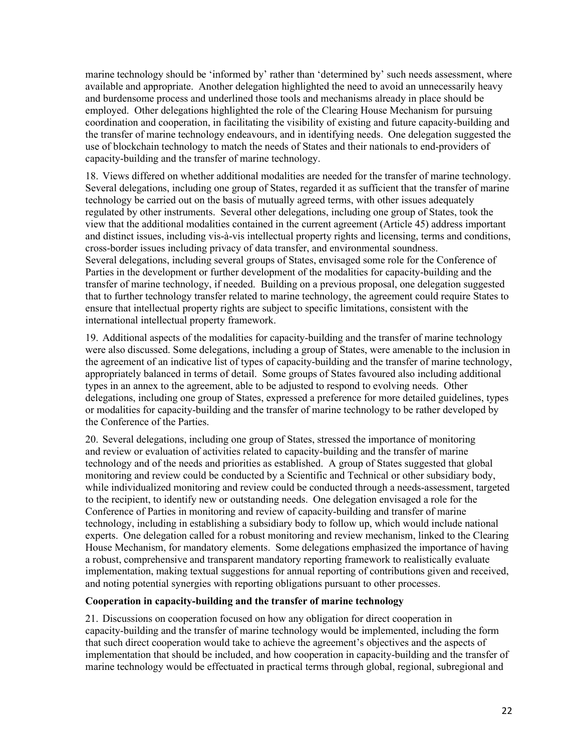marine technology should be 'informed by' rather than 'determined by' such needs assessment, where available and appropriate. Another delegation highlighted the need to avoid an unnecessarily heavy and burdensome process and underlined those tools and mechanisms already in place should be employed. Other delegations highlighted the role of the Clearing House Mechanism for pursuing coordination and cooperation, in facilitating the visibility of existing and future capacity-building and the transfer of marine technology endeavours, and in identifying needs. One delegation suggested the use of blockchain technology to match the needs of States and their nationals to end-providers of capacity-building and the transfer of marine technology.

18. Views differed on whether additional modalities are needed for the transfer of marine technology. Several delegations, including one group of States, regarded it as sufficient that the transfer of marine technology be carried out on the basis of mutually agreed terms, with other issues adequately regulated by other instruments. Several other delegations, including one group of States, took the view that the additional modalities contained in the current agreement (Article 45) address important and distinct issues, including vis-à-vis intellectual property rights and licensing, terms and conditions, cross-border issues including privacy of data transfer, and environmental soundness. Several delegations, including several groups of States, envisaged some role for the Conference of Parties in the development or further development of the modalities for capacity-building and the transfer of marine technology, if needed. Building on a previous proposal, one delegation suggested that to further technology transfer related to marine technology, the agreement could require States to ensure that intellectual property rights are subject to specific limitations, consistent with the international intellectual property framework.

19. Additional aspects of the modalities for capacity-building and the transfer of marine technology were also discussed. Some delegations, including a group of States, were amenable to the inclusion in the agreement of an indicative list of types of capacity-building and the transfer of marine technology, appropriately balanced in terms of detail. Some groups of States favoured also including additional types in an annex to the agreement, able to be adjusted to respond to evolving needs. Other delegations, including one group of States, expressed a preference for more detailed guidelines, types or modalities for capacity-building and the transfer of marine technology to be rather developed by the Conference of the Parties.

20. Several delegations, including one group of States, stressed the importance of monitoring and review or evaluation of activities related to capacity-building and the transfer of marine technology and of the needs and priorities as established. A group of States suggested that global monitoring and review could be conducted by a Scientific and Technical or other subsidiary body, while individualized monitoring and review could be conducted through a needs-assessment, targeted to the recipient, to identify new or outstanding needs. One delegation envisaged a role for the Conference of Parties in monitoring and review of capacity-building and transfer of marine technology, including in establishing a subsidiary body to follow up, which would include national experts. One delegation called for a robust monitoring and review mechanism, linked to the Clearing House Mechanism, for mandatory elements. Some delegations emphasized the importance of having a robust, comprehensive and transparent mandatory reporting framework to realistically evaluate implementation, making textual suggestions for annual reporting of contributions given and received, and noting potential synergies with reporting obligations pursuant to other processes.

**Cooperation in capacity-building and the transfer of marine technology**

21. Discussions on cooperation focused on how any obligation for direct cooperation in capacity-building and the transfer of marine technology would be implemented, including the form that such direct cooperation would take to achieve the agreement's objectives and the aspects of implementation that should be included, and how cooperation in capacity-building and the transfer of marine technology would be effectuated in practical terms through global, regional, subregional and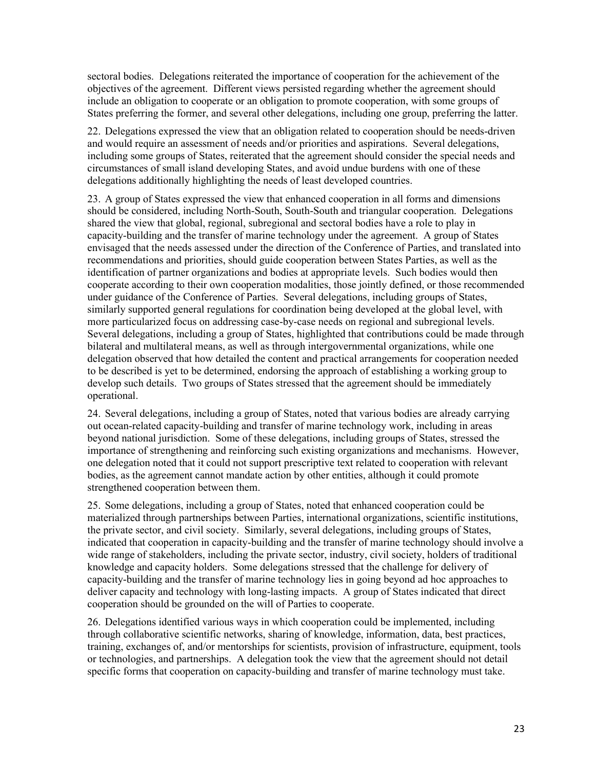sectoral bodies. Delegations reiterated the importance of cooperation for the achievement of the objectives of the agreement. Different views persisted regarding whether the agreement should include an obligation to cooperate or an obligation to promote cooperation, with some groups of States preferring the former, and several other delegations, including one group, preferring the latter.

22. Delegations expressed the view that an obligation related to cooperation should be needs-driven and would require an assessment of needs and/or priorities and aspirations. Several delegations, including some groups of States, reiterated that the agreement should consider the special needs and circumstances of small island developing States, and avoid undue burdens with one of these delegations additionally highlighting the needs of least developed countries.

23. A group of States expressed the view that enhanced cooperation in all forms and dimensions should be considered, including North-South, South-South and triangular cooperation. Delegations shared the view that global, regional, subregional and sectoral bodies have a role to play in capacity-building and the transfer of marine technology under the agreement. A group of States envisaged that the needs assessed under the direction of the Conference of Parties, and translated into recommendations and priorities, should guide cooperation between States Parties, as well as the identification of partner organizations and bodies at appropriate levels. Such bodies would then cooperate according to their own cooperation modalities, those jointly defined, or those recommended under guidance of the Conference of Parties. Several delegations, including groups of States, similarly supported general regulations for coordination being developed at the global level, with more particularized focus on addressing case-by-case needs on regional and subregional levels. Several delegations, including a group of States, highlighted that contributions could be made through bilateral and multilateral means, as well as through intergovernmental organizations, while one delegation observed that how detailed the content and practical arrangements for cooperation needed to be described is yet to be determined, endorsing the approach of establishing a working group to develop such details. Two groups of States stressed that the agreement should be immediately operational.

24. Several delegations, including a group of States, noted that various bodies are already carrying out ocean-related capacity-building and transfer of marine technology work, including in areas beyond national jurisdiction. Some of these delegations, including groups of States, stressed the importance of strengthening and reinforcing such existing organizations and mechanisms. However, one delegation noted that it could not support prescriptive text related to cooperation with relevant bodies, as the agreement cannot mandate action by other entities, although it could promote strengthened cooperation between them.

25. Some delegations, including a group of States, noted that enhanced cooperation could be materialized through partnerships between Parties, international organizations, scientific institutions, the private sector, and civil society. Similarly, several delegations, including groups of States, indicated that cooperation in capacity-building and the transfer of marine technology should involve a wide range of stakeholders, including the private sector, industry, civil society, holders of traditional knowledge and capacity holders. Some delegations stressed that the challenge for delivery of capacity-building and the transfer of marine technology lies in going beyond ad hoc approaches to deliver capacity and technology with long-lasting impacts. A group of States indicated that direct cooperation should be grounded on the will of Parties to cooperate.

26. Delegations identified various ways in which cooperation could be implemented, including through collaborative scientific networks, sharing of knowledge, information, data, best practices, training, exchanges of, and/or mentorships for scientists, provision of infrastructure, equipment, tools or technologies, and partnerships. A delegation took the view that the agreement should not detail specific forms that cooperation on capacity-building and transfer of marine technology must take.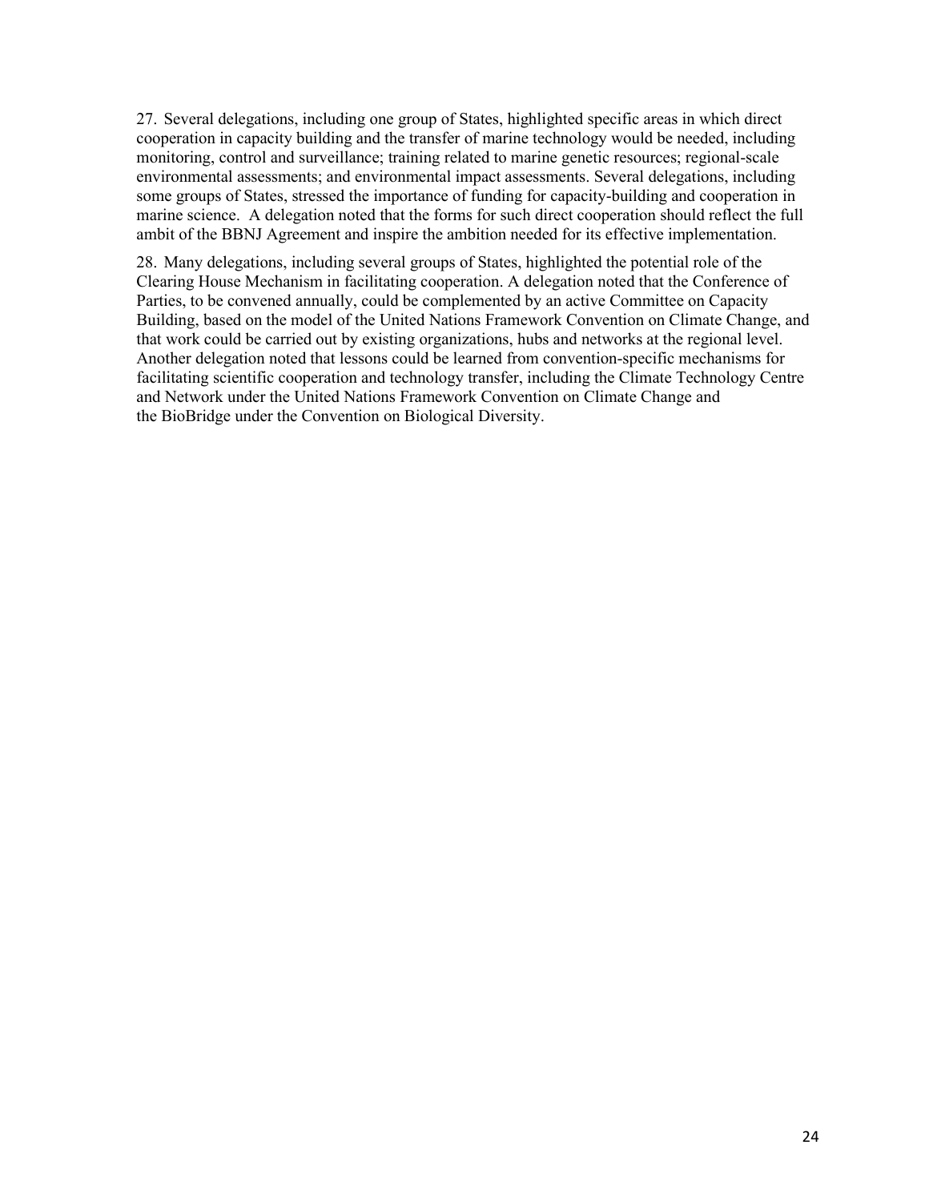27. Several delegations, including one group of States, highlighted specific areas in which direct cooperation in capacity building and the transfer of marine technology would be needed, including monitoring, control and surveillance; training related to marine genetic resources; regional-scale environmental assessments; and environmental impact assessments. Several delegations, including some groups of States, stressed the importance of funding for capacity-building and cooperation in marine science. A delegation noted that the forms for such direct cooperation should reflect the full ambit of the BBNJ Agreement and inspire the ambition needed for its effective implementation.

28. Many delegations, including several groups of States, highlighted the potential role of the Clearing House Mechanism in facilitating cooperation. A delegation noted that the Conference of Parties, to be convened annually, could be complemented by an active Committee on Capacity Building, based on the model of the United Nations Framework Convention on Climate Change, and that work could be carried out by existing organizations, hubs and networks at the regional level. Another delegation noted that lessons could be learned from convention-specific mechanisms for facilitating scientific cooperation and technology transfer, including the Climate Technology Centre and Network under the United Nations Framework Convention on Climate Change and the BioBridge under the Convention on Biological Diversity.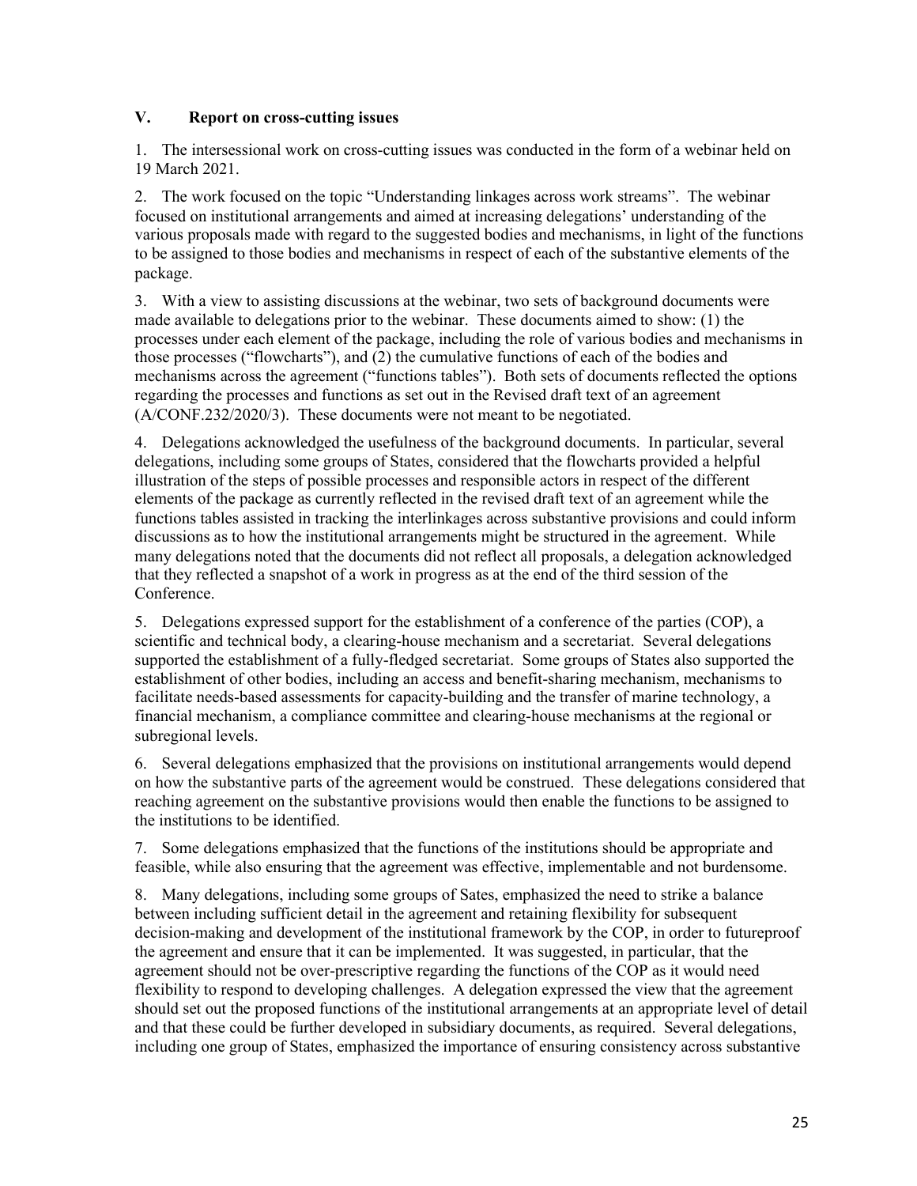## V. Report on cross-cutting issues

1. The intersessional work on cross-cutting issues was conducted in the form of a webinar held on 19 March 2021.

2. The work focused on the topic “Understanding linkages across work streams”. The webinar focused on institutional arrangements and aimed at increasing delegations’ understanding of the various proposals made with regard to the suggested bodies and mechanisms, in light of the functions to be assigned to those bodies and mechanisms in respect of each of the substantive elements of the package.

3. With a view to assisting discussions at the webinar, two sets of background documents were made available to delegations prior to the webinar. These documents aimed to show: (1) the processes under each element of the package, including the role of various bodies and mechanisms in those processes (“flowcharts”), and (2) the cumulative functions of each of the bodies and mechanisms across the agreement (“functions tables”). Both sets of documents reflected the options regarding the processes and functions as set out in the Revised draft text of an agreement (A/CONF.232/2020/3). These documents were not meant to be negotiated.

4. Delegations acknowledged the usefulness of the background documents. In particular, several delegations, including some groups of States, considered that the flowcharts provided a helpful illustration of the steps of possible processes and responsible actors in respect of the different elements of the package as currently reflected in the revised draft text of an agreement while the functions tables assisted in tracking the interlinkages across substantive provisions and could inform discussions as to how the institutional arrangements might be structured in the agreement. While many delegations noted that the documents did not reflect all proposals, a delegation acknowledged that they reflected a snapshot of a work in progress as at the end of the third session of the Conference.

5. Delegations expressed support for the establishment of a conference of the parties (COP), a scientific and technical body, a clearing-house mechanism and a secretariat. Several delegations supported the establishment of a fully-fledged secretariat. Some groups of States also supported the establishment of other bodies, including an access and benefit-sharing mechanism, mechanisms to facilitate needs-based assessments for capacity-building and the transfer of marine technology, a financial mechanism, a compliance committee and clearing-house mechanisms at the regional or subregional levels.

6. Several delegations emphasized that the provisions on institutional arrangements would depend on how the substantive parts of the agreement would be construed. These delegations considered that reaching agreement on the substantive provisions would then enable the functions to be assigned to the institutions to be identified.

7. Some delegations emphasized that the functions of the institutions should be appropriate and feasible, while also ensuring that the agreement was effective, implementable and not burdensome.

8. Many delegations, including some groups of Sates, emphasized the need to strike a balance between including sufficient detail in the agreement and retaining flexibility for subsequent decision-making and development of the institutional framework by the COP, in order to futureproof the agreement and ensure that it can be implemented. It was suggested, in particular, that the agreement should not be over-prescriptive regarding the functions of the COP as it would need flexibility to respond to developing challenges. A delegation expressed the view that the agreement should set out the proposed functions of the institutional arrangements at an appropriate level of detail and that these could be further developed in subsidiary documents, as required. Several delegations, including one group of States, emphasized the importance of ensuring consistency across substantive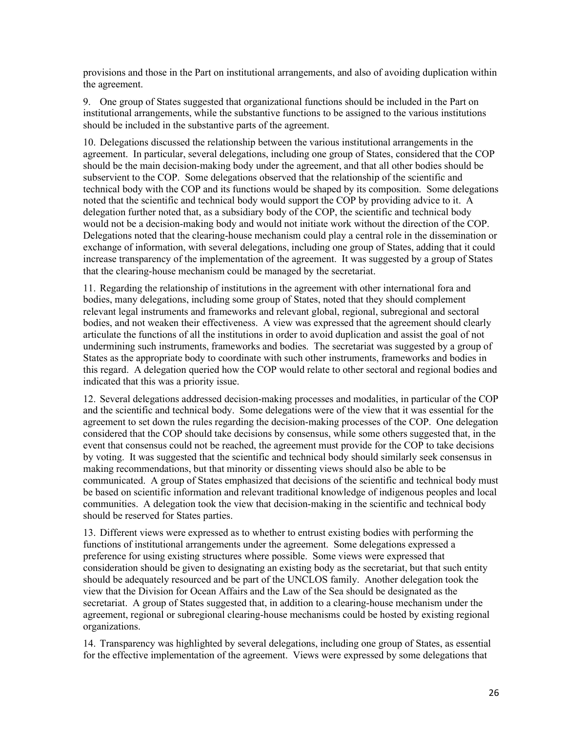provisions and those in the Part on institutional arrangements, and also of avoiding duplication within the agreement.

9. One group of States suggested that organizational functions should be included in the Part on institutional arrangements, while the substantive functions to be assigned to the various institutions should be included in the substantive parts of the agreement.

10. Delegations discussed the relationship between the various institutional arrangements in the agreement. In particular, several delegations, including one group of States, considered that the COP should be the main decision-making body under the agreement, and that all other bodies should be subservient to the COP. Some delegations observed that the relationship of the scientific and technical body with the COP and its functions would be shaped by its composition. Some delegations noted that the scientific and technical body would support the COP by providing advice to it. A delegation further noted that, as a subsidiary body of the COP, the scientific and technical body would not be a decision-making body and would not initiate work without the direction of the COP. Delegations noted that the clearing-house mechanism could play a central role in the dissemination or exchange of information, with several delegations, including one group of States, adding that it could increase transparency of the implementation of the agreement. It was suggested by a group of States that the clearing-house mechanism could be managed by the secretariat.

11. Regarding the relationship of institutions in the agreement with other international fora and bodies, many delegations, including some group of States, noted that they should complement relevant legal instruments and frameworks and relevant global, regional, subregional and sectoral bodies, and not weaken their effectiveness. A view was expressed that the agreement should clearly articulate the functions of all the institutions in order to avoid duplication and assist the goal of not undermining such instruments, frameworks and bodies. The secretariat was suggested by a group of States as the appropriate body to coordinate with such other instruments, frameworks and bodies in this regard. A delegation queried how the COP would relate to other sectoral and regional bodies and indicated that this was a priority issue.

12. Several delegations addressed decision-making processes and modalities, in particular of the COP and the scientific and technical body. Some delegations were of the view that it was essential for the agreement to set down the rules regarding the decision-making processes of the COP. One delegation considered that the COP should take decisions by consensus, while some others suggested that, in the event that consensus could not be reached, the agreement must provide for the COP to take decisions by voting. It was suggested that the scientific and technical body should similarly seek consensus in making recommendations, but that minority or dissenting views should also be able to be communicated. A group of States emphasized that decisions of the scientific and technical body must be based on scientific information and relevant traditional knowledge of indigenous peoples and local communities. A delegation took the view that decision-making in the scientific and technical body should be reserved for States parties.

13. Different views were expressed as to whether to entrust existing bodies with performing the functions of institutional arrangements under the agreement. Some delegations expressed a preference for using existing structures where possible. Some views were expressed that consideration should be given to designating an existing body as the secretariat, but that such entity should be adequately resourced and be part of the UNCLOS family. Another delegation took the view that the Division for Ocean Affairs and the Law of the Sea should be designated as the secretariat. A group of States suggested that, in addition to a clearing-house mechanism under the agreement, regional or subregional clearing-house mechanisms could be hosted by existing regional organizations.

14. Transparency was highlighted by several delegations, including one group of States, as essential for the effective implementation of the agreement. Views were expressed by some delegations that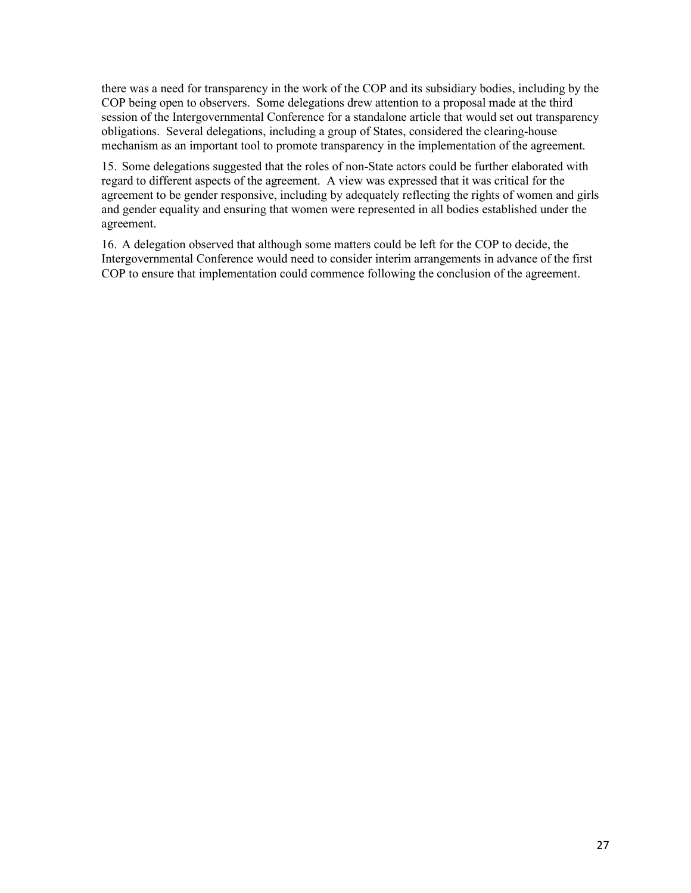there was a need for transparency in the work of the COP and its subsidiary bodies, including by the COP being open to observers. Some delegations drew attention to a proposal made at the third session of the Intergovernmental Conference for a standalone article that would set out transparency obligations. Several delegations, including a group of States, considered the clearing-house mechanism as an important tool to promote transparency in the implementation of the agreement.

15. Some delegations suggested that the roles of non-State actors could be further elaborated with regard to different aspects of the agreement. A view was expressed that it was critical for the agreement to be gender responsive, including by adequately reflecting the rights of women and girls and gender equality and ensuring that women were represented in all bodies established under the agreement.

16. A delegation observed that although some matters could be left for the COP to decide, the Intergovernmental Conference would need to consider interim arrangements in advance of the first COP to ensure that implementation could commence following the conclusion of the agreement.